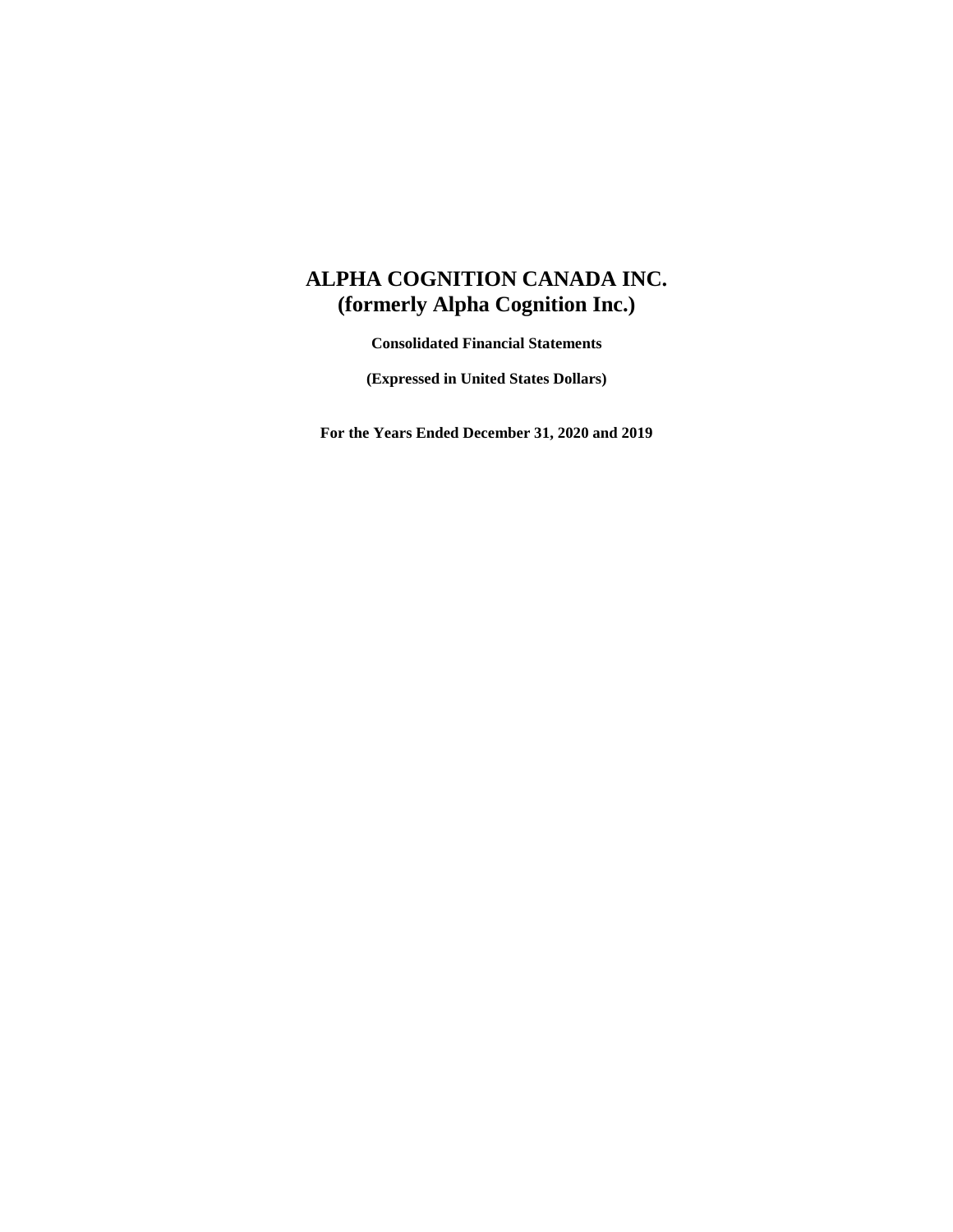# ALPHA COGNITION CANADA INC.
# (formerly Alpha Cognition Inc.)

**Consolidated Financial Statements**

**(Expressed in United States Dollars)**

**For the Years Ended December 31, 2020 and 2019**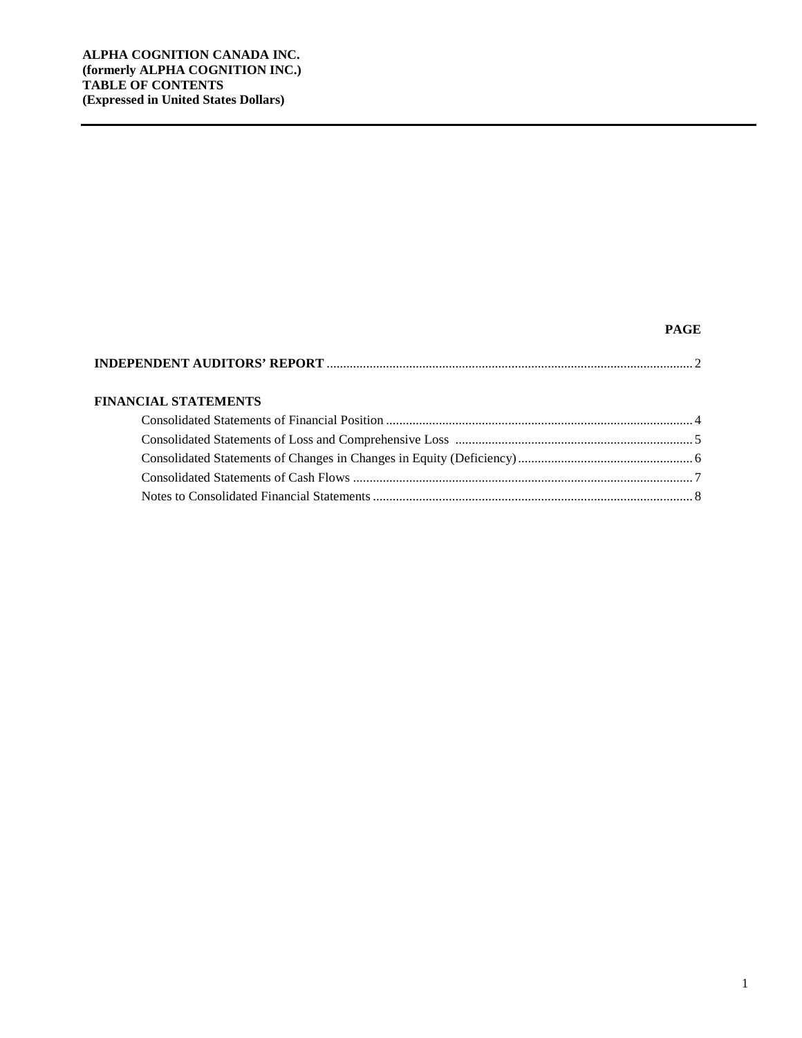**ALPHA COGNITION CANADA INC.**
**(formerly ALPHA COGNITION INC.)**
**TABLE OF CONTENTS**
**(Expressed in United States Dollars)**

| | **PAGE** |
|---|---|
| **INDEPENDENT AUDITORS' REPORT** | 2 |
| **FINANCIAL STATEMENTS** | |
| Consolidated Statements of Financial Position | 4 |
| Consolidated Statements of Loss and Comprehensive Loss | 5 |
| Consolidated Statements of Changes in Changes in Equity (Deficiency) | 6 |
| Consolidated Statements of Cash Flows | 7 |
| Notes to Consolidated Financial Statements | 8 |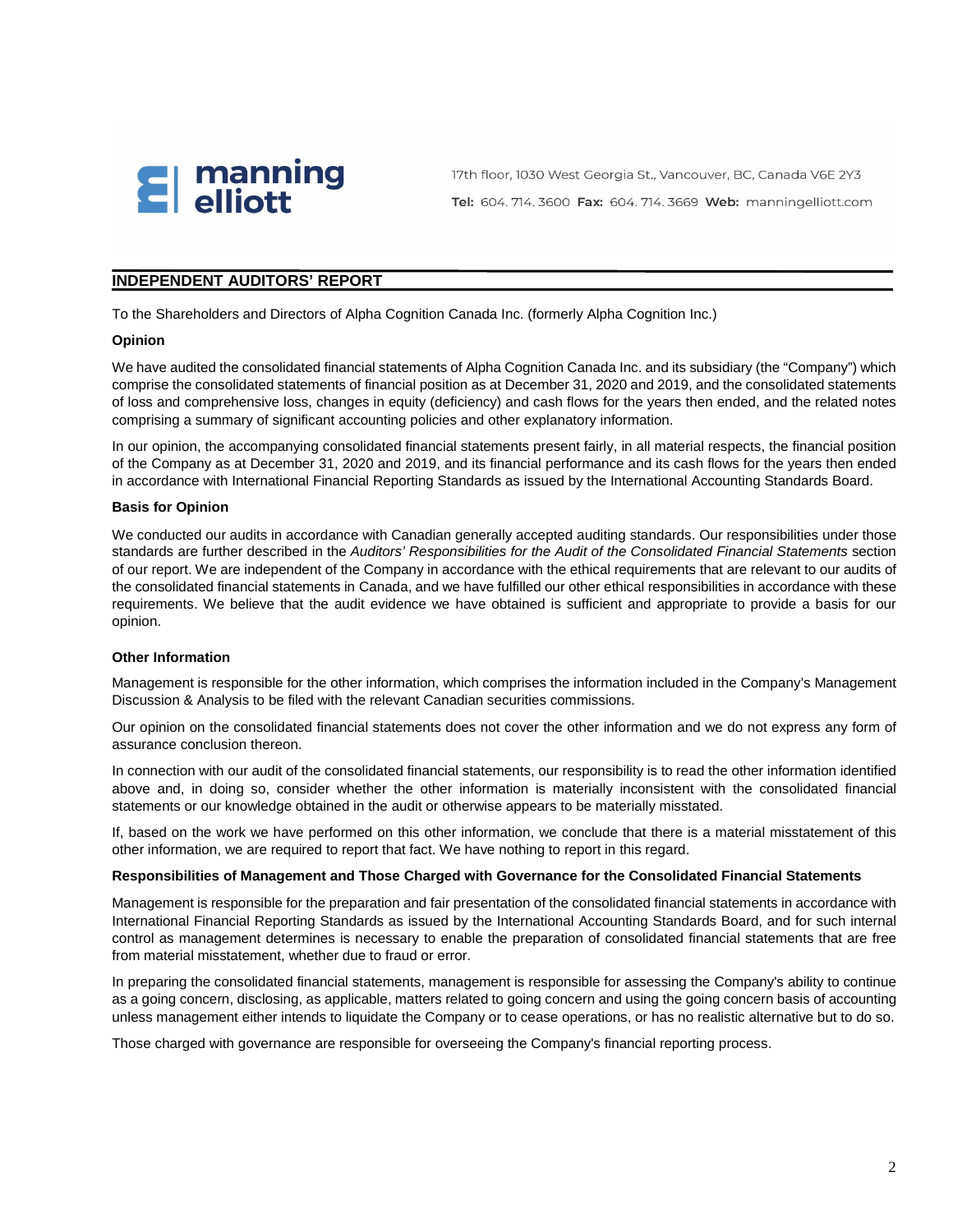manning elliott

17th floor, 1030 West Georgia St., Vancouver, BC, Canada V6E 2Y3

**Tel:** 604. 714. 3600 **Fax:** 604. 714. 3669 **Web:** manningelliott.com

## INDEPENDENT AUDITORS' REPORT

To the Shareholders and Directors of Alpha Cognition Canada Inc. (formerly Alpha Cognition Inc.)

**Opinion**

We have audited the consolidated financial statements of Alpha Cognition Canada Inc. and its subsidiary (the "Company") which comprise the consolidated statements of financial position as at December 31, 2020 and 2019, and the consolidated statements of loss and comprehensive loss, changes in equity (deficiency) and cash flows for the years then ended, and the related notes comprising a summary of significant accounting policies and other explanatory information.

In our opinion, the accompanying consolidated financial statements present fairly, in all material respects, the financial position of the Company as at December 31, 2020 and 2019, and its financial performance and its cash flows for the years then ended in accordance with International Financial Reporting Standards as issued by the International Accounting Standards Board.

**Basis for Opinion**

We conducted our audits in accordance with Canadian generally accepted auditing standards. Our responsibilities under those standards are further described in the *Auditors' Responsibilities for the Audit of the Consolidated Financial Statements* section of our report. We are independent of the Company in accordance with the ethical requirements that are relevant to our audits of the consolidated financial statements in Canada, and we have fulfilled our other ethical responsibilities in accordance with these requirements. We believe that the audit evidence we have obtained is sufficient and appropriate to provide a basis for our opinion.

**Other Information**

Management is responsible for the other information, which comprises the information included in the Company's Management Discussion & Analysis to be filed with the relevant Canadian securities commissions.

Our opinion on the consolidated financial statements does not cover the other information and we do not express any form of assurance conclusion thereon.

In connection with our audit of the consolidated financial statements, our responsibility is to read the other information identified above and, in doing so, consider whether the other information is materially inconsistent with the consolidated financial statements or our knowledge obtained in the audit or otherwise appears to be materially misstated.

If, based on the work we have performed on this other information, we conclude that there is a material misstatement of this other information, we are required to report that fact. We have nothing to report in this regard.

**Responsibilities of Management and Those Charged with Governance for the Consolidated Financial Statements**

Management is responsible for the preparation and fair presentation of the consolidated financial statements in accordance with International Financial Reporting Standards as issued by the International Accounting Standards Board, and for such internal control as management determines is necessary to enable the preparation of consolidated financial statements that are free from material misstatement, whether due to fraud or error.

In preparing the consolidated financial statements, management is responsible for assessing the Company's ability to continue as a going concern, disclosing, as applicable, matters related to going concern and using the going concern basis of accounting unless management either intends to liquidate the Company or to cease operations, or has no realistic alternative but to do so.

Those charged with governance are responsible for overseeing the Company's financial reporting process.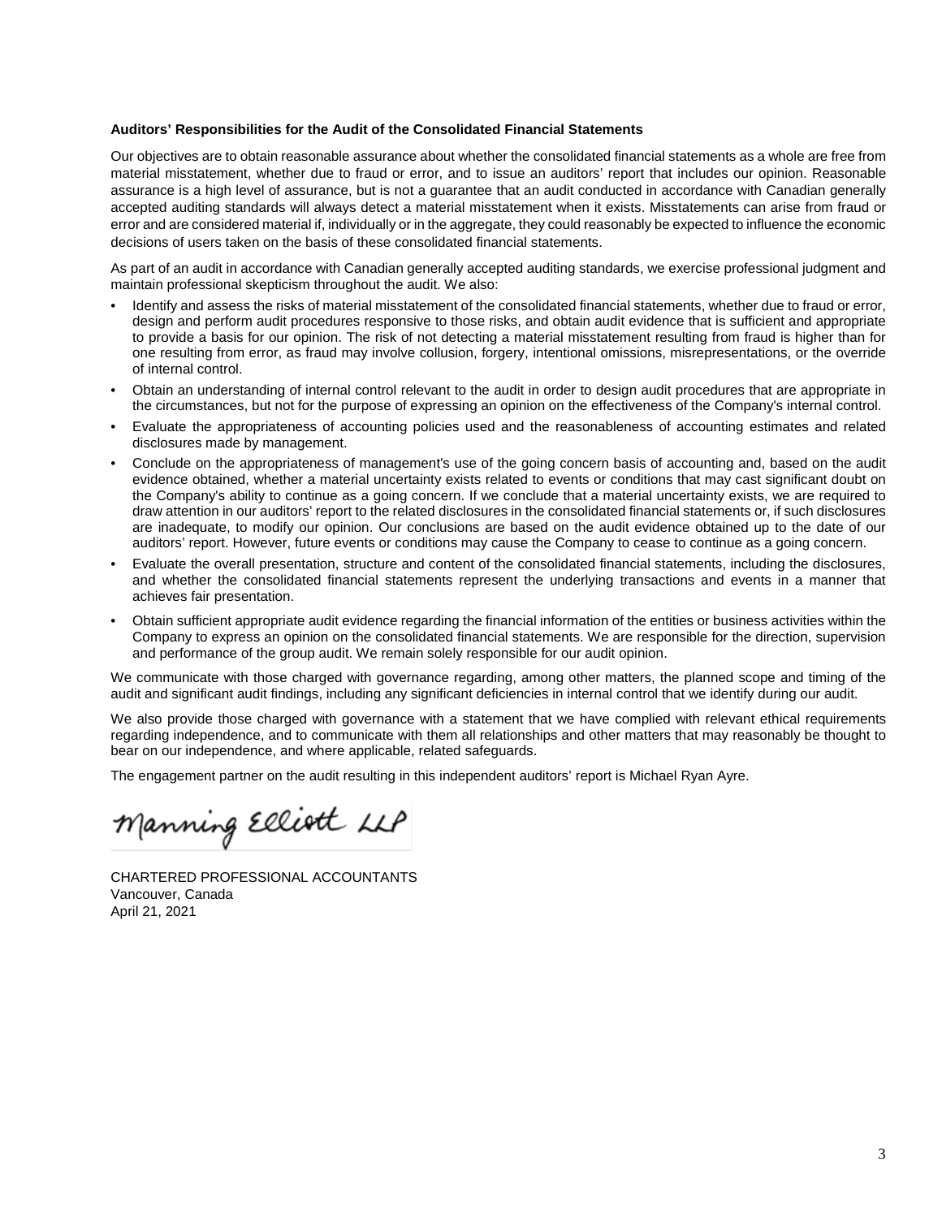**Auditors' Responsibilities for the Audit of the Consolidated Financial Statements**

Our objectives are to obtain reasonable assurance about whether the consolidated financial statements as a whole are free from material misstatement, whether due to fraud or error, and to issue an auditors' report that includes our opinion. Reasonable assurance is a high level of assurance, but is not a guarantee that an audit conducted in accordance with Canadian generally accepted auditing standards will always detect a material misstatement when it exists. Misstatements can arise from fraud or error and are considered material if, individually or in the aggregate, they could reasonably be expected to influence the economic decisions of users taken on the basis of these consolidated financial statements.

As part of an audit in accordance with Canadian generally accepted auditing standards, we exercise professional judgment and maintain professional skepticism throughout the audit. We also:

- Identify and assess the risks of material misstatement of the consolidated financial statements, whether due to fraud or error, design and perform audit procedures responsive to those risks, and obtain audit evidence that is sufficient and appropriate to provide a basis for our opinion. The risk of not detecting a material misstatement resulting from fraud is higher than for one resulting from error, as fraud may involve collusion, forgery, intentional omissions, misrepresentations, or the override of internal control.
- Obtain an understanding of internal control relevant to the audit in order to design audit procedures that are appropriate in the circumstances, but not for the purpose of expressing an opinion on the effectiveness of the Company's internal control.
- Evaluate the appropriateness of accounting policies used and the reasonableness of accounting estimates and related disclosures made by management.
- Conclude on the appropriateness of management's use of the going concern basis of accounting and, based on the audit evidence obtained, whether a material uncertainty exists related to events or conditions that may cast significant doubt on the Company's ability to continue as a going concern. If we conclude that a material uncertainty exists, we are required to draw attention in our auditors' report to the related disclosures in the consolidated financial statements or, if such disclosures are inadequate, to modify our opinion. Our conclusions are based on the audit evidence obtained up to the date of our auditors' report. However, future events or conditions may cause the Company to cease to continue as a going concern.
- Evaluate the overall presentation, structure and content of the consolidated financial statements, including the disclosures, and whether the consolidated financial statements represent the underlying transactions and events in a manner that achieves fair presentation.
- Obtain sufficient appropriate audit evidence regarding the financial information of the entities or business activities within the Company to express an opinion on the consolidated financial statements. We are responsible for the direction, supervision and performance of the group audit. We remain solely responsible for our audit opinion.

We communicate with those charged with governance regarding, among other matters, the planned scope and timing of the audit and significant audit findings, including any significant deficiencies in internal control that we identify during our audit.

We also provide those charged with governance with a statement that we have complied with relevant ethical requirements regarding independence, and to communicate with them all relationships and other matters that may reasonably be thought to bear on our independence, and where applicable, related safeguards.

The engagement partner on the audit resulting in this independent auditors' report is Michael Ryan Ayre.

Manning Elliott LLP

CHARTERED PROFESSIONAL ACCOUNTANTS
Vancouver, Canada
April 21, 2021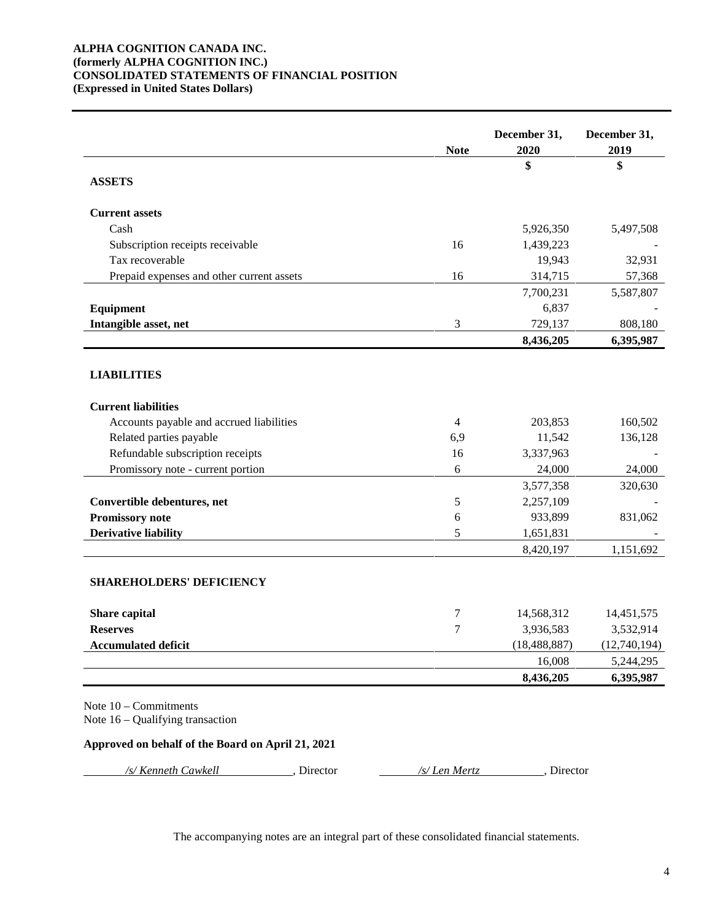**ALPHA COGNITION CANADA INC.**
**(formerly ALPHA COGNITION INC.)**
**CONSOLIDATED STATEMENTS OF FINANCIAL POSITION**
**(Expressed in United States Dollars)**

| | Note | December 31, 2020 | December 31, 2019 |
|---|---|---|---|
| | | $ | $ |
| **ASSETS** | | | |
| **Current assets** | | | |
| Cash | | 5,926,350 | 5,497,508 |
| Subscription receipts receivable | 16 | 1,439,223 | - |
| Tax recoverable | | 19,943 | 32,931 |
| Prepaid expenses and other current assets | 16 | 314,715 | 57,368 |
| | | 7,700,231 | 5,587,807 |
| **Equipment** | | 6,837 | - |
| **Intangible asset, net** | 3 | 729,137 | 808,180 |
| | | **8,436,205** | **6,395,987** |
| **LIABILITIES** | | | |
| **Current liabilities** | | | |
| Accounts payable and accrued liabilities | 4 | 203,853 | 160,502 |
| Related parties payable | 6,9 | 11,542 | 136,128 |
| Refundable subscription receipts | 16 | 3,337,963 | - |
| Promissory note - current portion | 6 | 24,000 | 24,000 |
| | | 3,577,358 | 320,630 |
| **Convertible debentures, net** | 5 | 2,257,109 | - |
| **Promissory note** | 6 | 933,899 | 831,062 |
| **Derivative liability** | 5 | 1,651,831 | - |
| | | 8,420,197 | 1,151,692 |
| **SHAREHOLDERS' DEFICIENCY** | | | |
| **Share capital** | 7 | 14,568,312 | 14,451,575 |
| **Reserves** | 7 | 3,936,583 | 3,532,914 |
| **Accumulated deficit** | | (18,488,887) | (12,740,194) |
| | | 16,008 | 5,244,295 |
| | | **8,436,205** | **6,395,987** |

Note 10 – Commitments
Note 16 – Qualifying transaction

**Approved on behalf of the Board on April 21, 2021**

*/s/ Kenneth Cawkell*, Director  *Len Mertz* /s/ Len Mertz, Director

The accompanying notes are an integral part of these consolidated financial statements.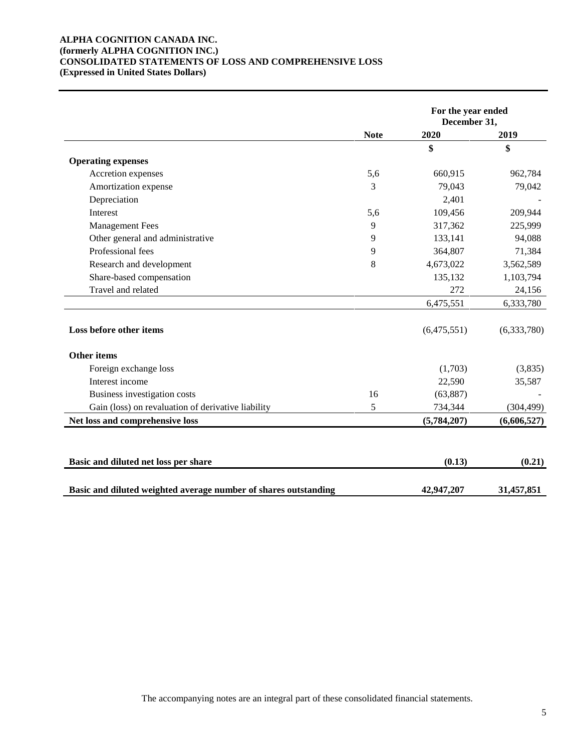**ALPHA COGNITION CANADA INC.**
**(formerly ALPHA COGNITION INC.)**
**CONSOLIDATED STATEMENTS OF LOSS AND COMPREHENSIVE LOSS**
**(Expressed in United States Dollars)**

| | Note | For the year ended December 31, 2020 | 2019 |
|---|---|---|---|
| | | $ | $ |
| **Operating expenses** | | | |
| Accretion expenses | 5,6 | 660,915 | 962,784 |
| Amortization expense | 3 | 79,043 | 79,042 |
| Depreciation | | 2,401 | - |
| Interest | 5,6 | 109,456 | 209,944 |
| Management Fees | 9 | 317,362 | 225,999 |
| Other general and administrative | 9 | 133,141 | 94,088 |
| Professional fees | 9 | 364,807 | 71,384 |
| Research and development | 8 | 4,673,022 | 3,562,589 |
| Share-based compensation | | 135,132 | 1,103,794 |
| Travel and related | | 272 | 24,156 |
| | | 6,475,551 | 6,333,780 |
| **Loss before other items** | | (6,475,551) | (6,333,780) |
| **Other items** | | | |
| Foreign exchange loss | | (1,703) | (3,835) |
| Interest income | | 22,590 | 35,587 |
| Business investigation costs | 16 | (63,887) | - |
| Gain (loss) on revaluation of derivative liability | 5 | 734,344 | (304,499) |
| **Net loss and comprehensive loss** | | **(5,784,207)** | **(6,606,527)** |
| **Basic and diluted net loss per share** | | **(0.13)** | **(0.21)** |
| **Basic and diluted weighted average number of shares outstanding** | | **42,947,207** | **31,457,851** |

The accompanying notes are an integral part of these consolidated financial statements.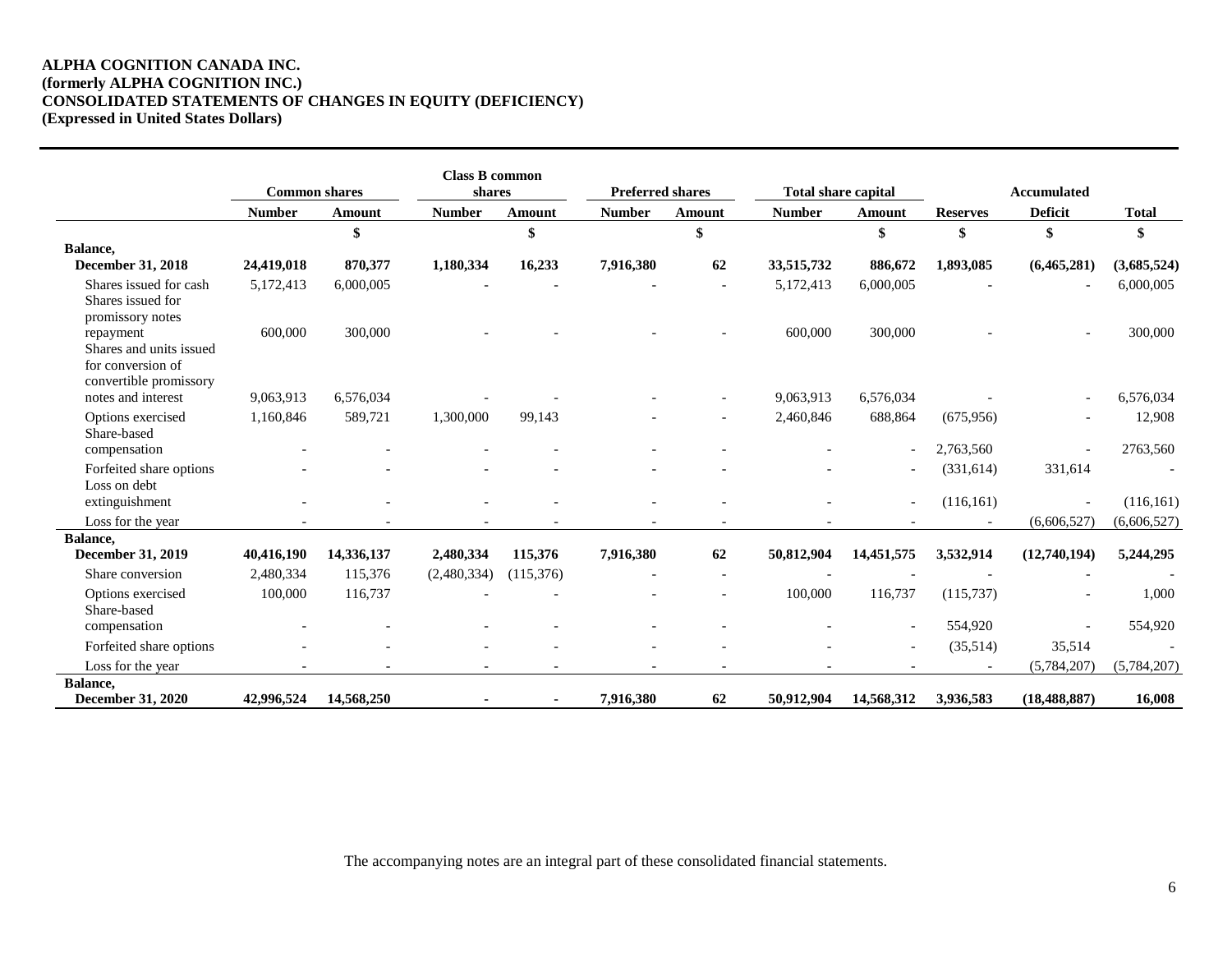**ALPHA COGNITION CANADA INC.**
**(formerly ALPHA COGNITION INC.)**
**CONSOLIDATED STATEMENTS OF CHANGES IN EQUITY (DEFICIENCY)**
**(Expressed in United States Dollars)**

| | Common shares | | Class B common shares | | Preferred shares | | Total share capital | | | Accumulated | |
|---|---|---|---|---|---|---|---|---|---|---|---|
| | **Number** | **Amount** | **Number** | **Amount** | **Number** | **Amount** | **Number** | **Amount** | **Reserves** | **Deficit** | **Total** |
| | | **$** | | **$** | | **$** | | **$** | **$** | **$** | **$** |
| **Balance, December 31, 2018** | **24,419,018** | **870,377** | **1,180,334** | **16,233** | **7,916,380** | **62** | **33,515,732** | **886,672** | **1,893,085** | **(6,465,281)** | **(3,685,524)** |
| Shares issued for cash | 5,172,413 | 6,000,005 | - | - | - | - | 5,172,413 | 6,000,005 | - | - | 6,000,005 |
| Shares issued for promissory notes repayment | 600,000 | 300,000 | - | - | - | - | 600,000 | 300,000 | - | - | 300,000 |
| Shares and units issued for conversion of convertible promissory notes and interest | 9,063,913 | 6,576,034 | - | - | - | - | 9,063,913 | 6,576,034 | - | - | 6,576,034 |
| Options exercised | 1,160,846 | 589,721 | 1,300,000 | 99,143 | - | - | 2,460,846 | 688,864 | (675,956) | - | 12,908 |
| Share-based compensation | - | - | - | - | - | - | - | - | 2,763,560 | - | 2763,560 |
| Forfeited share options | - | - | - | - | - | - | - | - | (331,614) | 331,614 | - |
| Loss on debt extinguishment | - | - | - | - | - | - | - | - | (116,161) | - | (116,161) |
| Loss for the year | - | - | - | - | - | - | - | - | - | (6,606,527) | (6,606,527) |
| **Balance, December 31, 2019** | **40,416,190** | **14,336,137** | **2,480,334** | **115,376** | **7,916,380** | **62** | **50,812,904** | **14,451,575** | **3,532,914** | **(12,740,194)** | **5,244,295** |
| Share conversion | 2,480,334 | 115,376 | (2,480,334) | (115,376) | - | - | - | - | - | - | - |
| Options exercised | 100,000 | 116,737 | - | - | - | - | 100,000 | 116,737 | (115,737) | - | 1,000 |
| Share-based compensation | - | - | - | - | - | - | - | - | 554,920 | - | 554,920 |
| Forfeited share options | - | - | - | - | - | - | - | - | (35,514) | 35,514 | - |
| Loss for the year | - | - | - | - | - | - | - | - | - | (5,784,207) | (5,784,207) |
| **Balance, December 31, 2020** | **42,996,524** | **14,568,250** | **-** | **-** | **7,916,380** | **62** | **50,912,904** | **14,568,312** | **3,936,583** | **(18,488,887)** | **16,008** |

The accompanying notes are an integral part of these consolidated financial statements.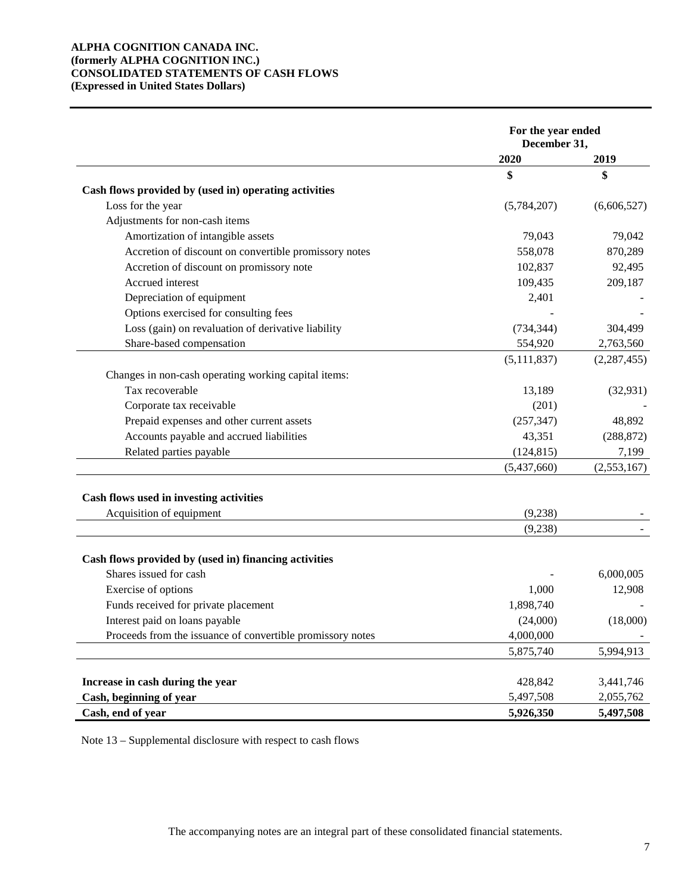**ALPHA COGNITION CANADA INC.**
**(formerly ALPHA COGNITION INC.)**
**CONSOLIDATED STATEMENTS OF CASH FLOWS**
**(Expressed in United States Dollars)**

| | For the year ended December 31, | |
|---|---|---|
| | **2020** | **2019** |
| | **$** | **$** |
| **Cash flows provided by (used in) operating activities** | | |
| Loss for the year | (5,784,207) | (6,606,527) |
| Adjustments for non-cash items | | |
| Amortization of intangible assets | 79,043 | 79,042 |
| Accretion of discount on convertible promissory notes | 558,078 | 870,289 |
| Accretion of discount on promissory note | 102,837 | 92,495 |
| Accrued interest | 109,435 | 209,187 |
| Depreciation of equipment | 2,401 | - |
| Options exercised for consulting fees | - | - |
| Loss (gain) on revaluation of derivative liability | (734,344) | 304,499 |
| Share-based compensation | 554,920 | 2,763,560 |
| | (5,111,837) | (2,287,455) |
| Changes in non-cash operating working capital items: | | |
| Tax recoverable | 13,189 | (32,931) |
| Corporate tax receivable | (201) | - |
| Prepaid expenses and other current assets | (257,347) | 48,892 |
| Accounts payable and accrued liabilities | 43,351 | (288,872) |
| Related parties payable | (124,815) | 7,199 |
| | (5,437,660) | (2,553,167) |
| **Cash flows used in investing activities** | | |
| Acquisition of equipment | (9,238) | - |
| | (9,238) | - |
| **Cash flows provided by (used in) financing activities** | | |
| Shares issued for cash | - | 6,000,005 |
| Exercise of options | 1,000 | 12,908 |
| Funds received for private placement | 1,898,740 | - |
| Interest paid on loans payable | (24,000) | (18,000) |
| Proceeds from the issuance of convertible promissory notes | 4,000,000 | - |
| | 5,875,740 | 5,994,913 |
| **Increase in cash during the year** | 428,842 | 3,441,746 |
| **Cash, beginning of year** | 5,497,508 | 2,055,762 |
| **Cash, end of year** | **5,926,350** | **5,497,508** |

Note 13 – Supplemental disclosure with respect to cash flows

The accompanying notes are an integral part of these consolidated financial statements.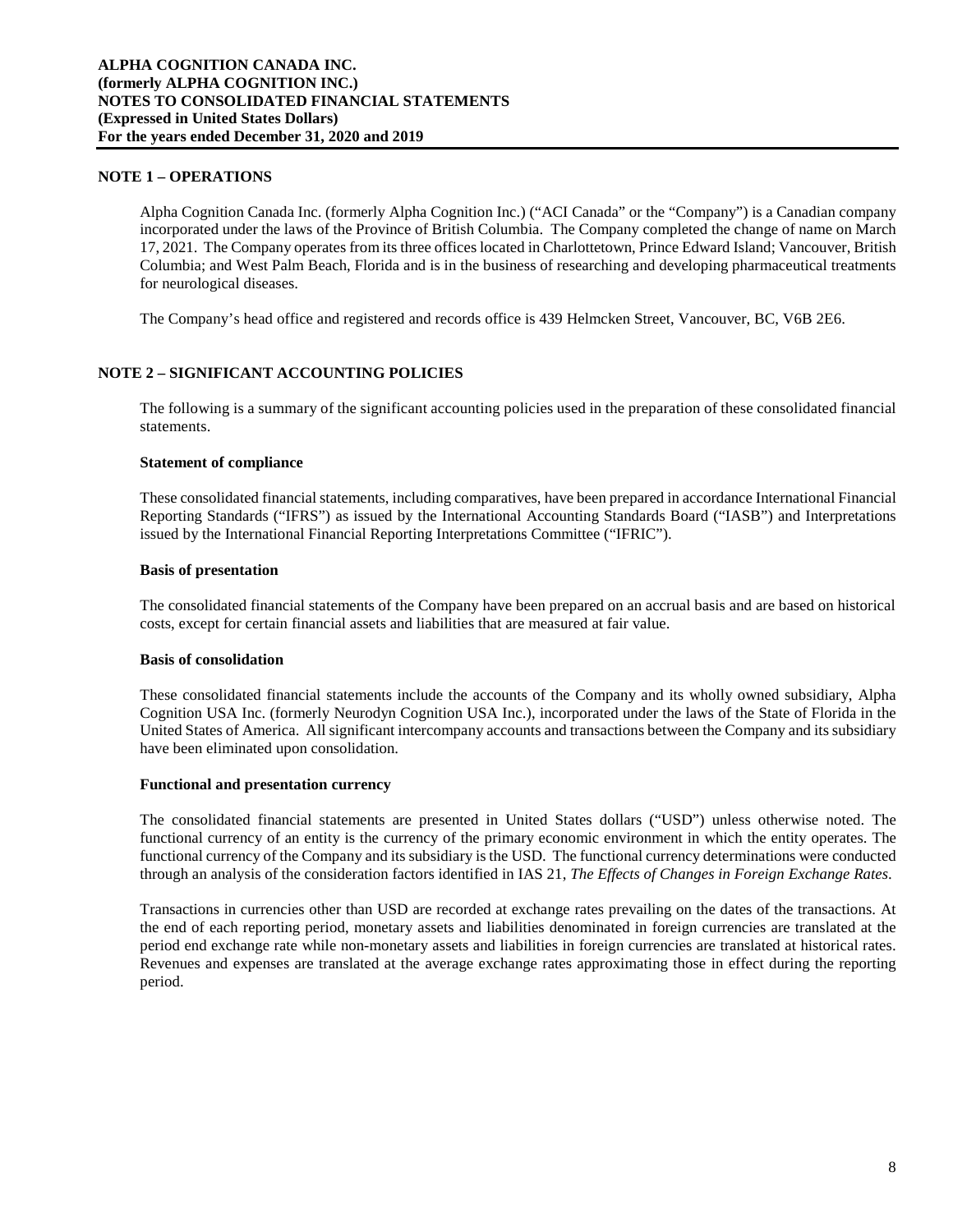## NOTE 1 – OPERATIONS

Alpha Cognition Canada Inc. (formerly Alpha Cognition Inc.) ("ACI Canada" or the "Company") is a Canadian company incorporated under the laws of the Province of British Columbia. The Company completed the change of name on March 17, 2021. The Company operates from its three offices located in Charlottetown, Prince Edward Island; Vancouver, British Columbia; and West Palm Beach, Florida and is in the business of researching and developing pharmaceutical treatments for neurological diseases.

The Company's head office and registered and records office is 439 Helmcken Street, Vancouver, BC, V6B 2E6.

## NOTE 2 – SIGNIFICANT ACCOUNTING POLICIES

The following is a summary of the significant accounting policies used in the preparation of these consolidated financial statements.

**Statement of compliance**

These consolidated financial statements, including comparatives, have been prepared in accordance International Financial Reporting Standards ("IFRS") as issued by the International Accounting Standards Board ("IASB") and Interpretations issued by the International Financial Reporting Interpretations Committee ("IFRIC").

**Basis of presentation**

The consolidated financial statements of the Company have been prepared on an accrual basis and are based on historical costs, except for certain financial assets and liabilities that are measured at fair value.

**Basis of consolidation**

These consolidated financial statements include the accounts of the Company and its wholly owned subsidiary, Alpha Cognition USA Inc. (formerly Neurodyn Cognition USA Inc.), incorporated under the laws of the State of Florida in the United States of America. All significant intercompany accounts and transactions between the Company and its subsidiary have been eliminated upon consolidation.

**Functional and presentation currency**

The consolidated financial statements are presented in United States dollars ("USD") unless otherwise noted. The functional currency of an entity is the currency of the primary economic environment in which the entity operates. The functional currency of the Company and its subsidiary is the USD. The functional currency determinations were conducted through an analysis of the consideration factors identified in IAS 21, *The Effects of Changes in Foreign Exchange Rates*.

Transactions in currencies other than USD are recorded at exchange rates prevailing on the dates of the transactions. At the end of each reporting period, monetary assets and liabilities denominated in foreign currencies are translated at the period end exchange rate while non-monetary assets and liabilities in foreign currencies are translated at historical rates. Revenues and expenses are translated at the average exchange rates approximating those in effect during the reporting period.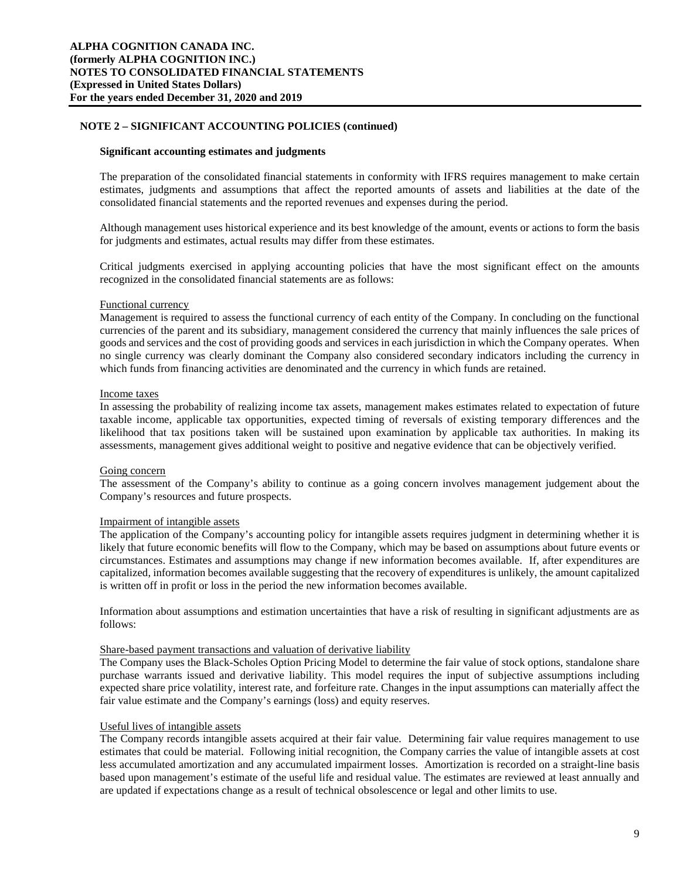## NOTE 2 – SIGNIFICANT ACCOUNTING POLICIES (continued)

### Significant accounting estimates and judgments

The preparation of the consolidated financial statements in conformity with IFRS requires management to make certain estimates, judgments and assumptions that affect the reported amounts of assets and liabilities at the date of the consolidated financial statements and the reported revenues and expenses during the period.

Although management uses historical experience and its best knowledge of the amount, events or actions to form the basis for judgments and estimates, actual results may differ from these estimates.

Critical judgments exercised in applying accounting policies that have the most significant effect on the amounts recognized in the consolidated financial statements are as follows:

Functional currency
Management is required to assess the functional currency of each entity of the Company. In concluding on the functional currencies of the parent and its subsidiary, management considered the currency that mainly influences the sale prices of goods and services and the cost of providing goods and services in each jurisdiction in which the Company operates. When no single currency was clearly dominant the Company also considered secondary indicators including the currency in which funds from financing activities are denominated and the currency in which funds are retained.

Income taxes
In assessing the probability of realizing income tax assets, management makes estimates related to expectation of future taxable income, applicable tax opportunities, expected timing of reversals of existing temporary differences and the likelihood that tax positions taken will be sustained upon examination by applicable tax authorities. In making its assessments, management gives additional weight to positive and negative evidence that can be objectively verified.

Going concern
The assessment of the Company's ability to continue as a going concern involves management judgement about the Company's resources and future prospects.

Impairment of intangible assets
The application of the Company's accounting policy for intangible assets requires judgment in determining whether it is likely that future economic benefits will flow to the Company, which may be based on assumptions about future events or circumstances. Estimates and assumptions may change if new information becomes available. If, after expenditures are capitalized, information becomes available suggesting that the recovery of expenditures is unlikely, the amount capitalized is written off in profit or loss in the period the new information becomes available.

Information about assumptions and estimation uncertainties that have a risk of resulting in significant adjustments are as follows:

Share-based payment transactions and valuation of derivative liability
The Company uses the Black-Scholes Option Pricing Model to determine the fair value of stock options, standalone share purchase warrants issued and derivative liability. This model requires the input of subjective assumptions including expected share price volatility, interest rate, and forfeiture rate. Changes in the input assumptions can materially affect the fair value estimate and the Company's earnings (loss) and equity reserves.

Useful lives of intangible assets
The Company records intangible assets acquired at their fair value. Determining fair value requires management to use estimates that could be material. Following initial recognition, the Company carries the value of intangible assets at cost less accumulated amortization and any accumulated impairment losses. Amortization is recorded on a straight-line basis based upon management's estimate of the useful life and residual value. The estimates are reviewed at least annually and are updated if expectations change as a result of technical obsolescence or legal and other limits to use.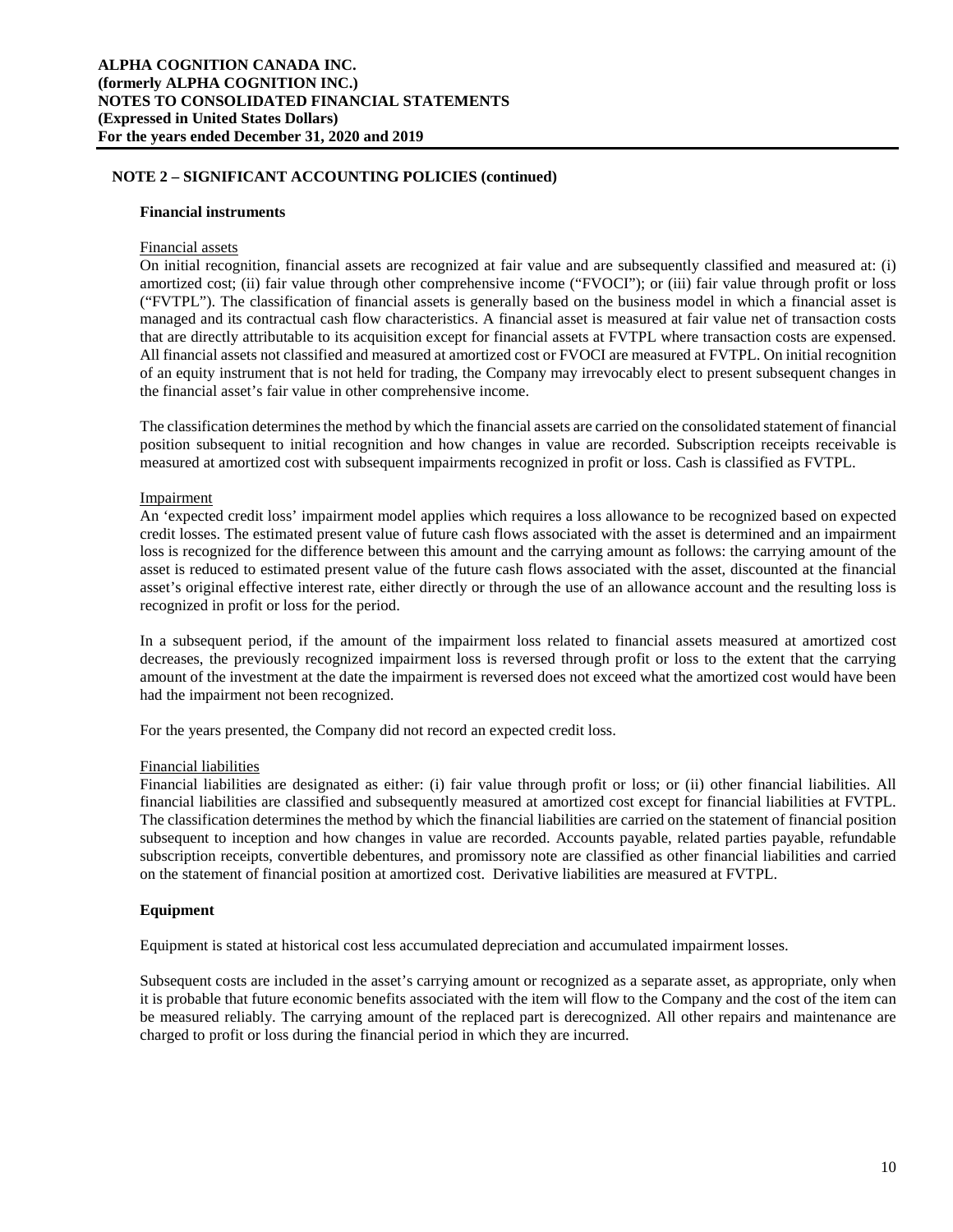## NOTE 2 – SIGNIFICANT ACCOUNTING POLICIES (continued)

### Financial instruments

Financial assets

On initial recognition, financial assets are recognized at fair value and are subsequently classified and measured at: (i) amortized cost; (ii) fair value through other comprehensive income ("FVOCI"); or (iii) fair value through profit or loss ("FVTPL"). The classification of financial assets is generally based on the business model in which a financial asset is managed and its contractual cash flow characteristics. A financial asset is measured at fair value net of transaction costs that are directly attributable to its acquisition except for financial assets at FVTPL where transaction costs are expensed. All financial assets not classified and measured at amortized cost or FVOCI are measured at FVTPL. On initial recognition of an equity instrument that is not held for trading, the Company may irrevocably elect to present subsequent changes in the financial asset's fair value in other comprehensive income.

The classification determines the method by which the financial assets are carried on the consolidated statement of financial position subsequent to initial recognition and how changes in value are recorded. Subscription receipts receivable is measured at amortized cost with subsequent impairments recognized in profit or loss. Cash is classified as FVTPL.

Impairment

An 'expected credit loss' impairment model applies which requires a loss allowance to be recognized based on expected credit losses. The estimated present value of future cash flows associated with the asset is determined and an impairment loss is recognized for the difference between this amount and the carrying amount as follows: the carrying amount of the asset is reduced to estimated present value of the future cash flows associated with the asset, discounted at the financial asset's original effective interest rate, either directly or through the use of an allowance account and the resulting loss is recognized in profit or loss for the period.

In a subsequent period, if the amount of the impairment loss related to financial assets measured at amortized cost decreases, the previously recognized impairment loss is reversed through profit or loss to the extent that the carrying amount of the investment at the date the impairment is reversed does not exceed what the amortized cost would have been had the impairment not been recognized.

For the years presented, the Company did not record an expected credit loss.

Financial liabilities

Financial liabilities are designated as either: (i) fair value through profit or loss; or (ii) other financial liabilities. All financial liabilities are classified and subsequently measured at amortized cost except for financial liabilities at FVTPL. The classification determines the method by which the financial liabilities are carried on the statement of financial position subsequent to inception and how changes in value are recorded. Accounts payable, related parties payable, refundable subscription receipts, convertible debentures, and promissory note are classified as other financial liabilities and carried on the statement of financial position at amortized cost. Derivative liabilities are measured at FVTPL.

### Equipment

Equipment is stated at historical cost less accumulated depreciation and accumulated impairment losses.

Subsequent costs are included in the asset's carrying amount or recognized as a separate asset, as appropriate, only when it is probable that future economic benefits associated with the item will flow to the Company and the cost of the item can be measured reliably. The carrying amount of the replaced part is derecognized. All other repairs and maintenance are charged to profit or loss during the financial period in which they are incurred.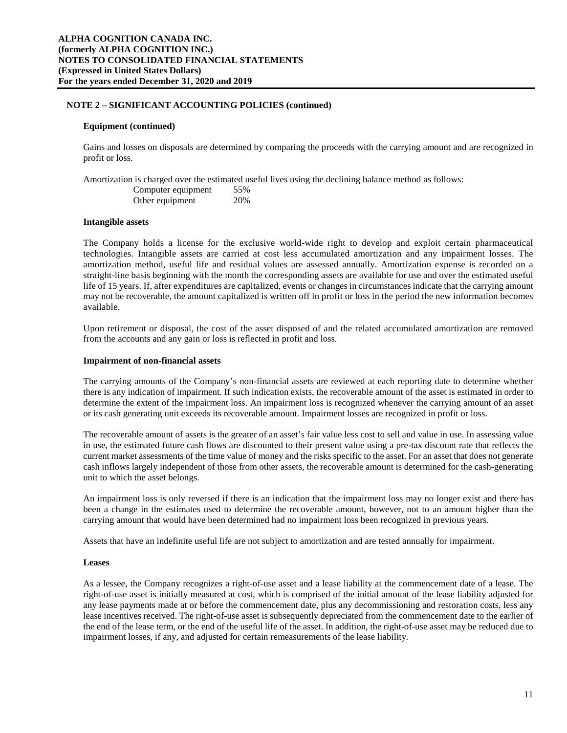## NOTE 2 – SIGNIFICANT ACCOUNTING POLICIES (continued)

### Equipment (continued)

Gains and losses on disposals are determined by comparing the proceeds with the carrying amount and are recognized in profit or loss.

Amortization is charged over the estimated useful lives using the declining balance method as follows:

| | |
|---|---|
| Computer equipment | 55% |
| Other equipment | 20% |

### Intangible assets

The Company holds a license for the exclusive world-wide right to develop and exploit certain pharmaceutical technologies. Intangible assets are carried at cost less accumulated amortization and any impairment losses. The amortization method, useful life and residual values are assessed annually. Amortization expense is recorded on a straight-line basis beginning with the month the corresponding assets are available for use and over the estimated useful life of 15 years. If, after expenditures are capitalized, events or changes in circumstances indicate that the carrying amount may not be recoverable, the amount capitalized is written off in profit or loss in the period the new information becomes available.

Upon retirement or disposal, the cost of the asset disposed of and the related accumulated amortization are removed from the accounts and any gain or loss is reflected in profit and loss.

### Impairment of non-financial assets

The carrying amounts of the Company's non-financial assets are reviewed at each reporting date to determine whether there is any indication of impairment. If such indication exists, the recoverable amount of the asset is estimated in order to determine the extent of the impairment loss. An impairment loss is recognized whenever the carrying amount of an asset or its cash generating unit exceeds its recoverable amount. Impairment losses are recognized in profit or loss.

The recoverable amount of assets is the greater of an asset's fair value less cost to sell and value in use. In assessing value in use, the estimated future cash flows are discounted to their present value using a pre-tax discount rate that reflects the current market assessments of the time value of money and the risks specific to the asset. For an asset that does not generate cash inflows largely independent of those from other assets, the recoverable amount is determined for the cash-generating unit to which the asset belongs.

An impairment loss is only reversed if there is an indication that the impairment loss may no longer exist and there has been a change in the estimates used to determine the recoverable amount, however, not to an amount higher than the carrying amount that would have been determined had no impairment loss been recognized in previous years.

Assets that have an indefinite useful life are not subject to amortization and are tested annually for impairment.

### Leases

As a lessee, the Company recognizes a right-of-use asset and a lease liability at the commencement date of a lease. The right-of-use asset is initially measured at cost, which is comprised of the initial amount of the lease liability adjusted for any lease payments made at or before the commencement date, plus any decommissioning and restoration costs, less any lease incentives received. The right-of-use asset is subsequently depreciated from the commencement date to the earlier of the end of the lease term, or the end of the useful life of the asset. In addition, the right-of-use asset may be reduced due to impairment losses, if any, and adjusted for certain remeasurements of the lease liability.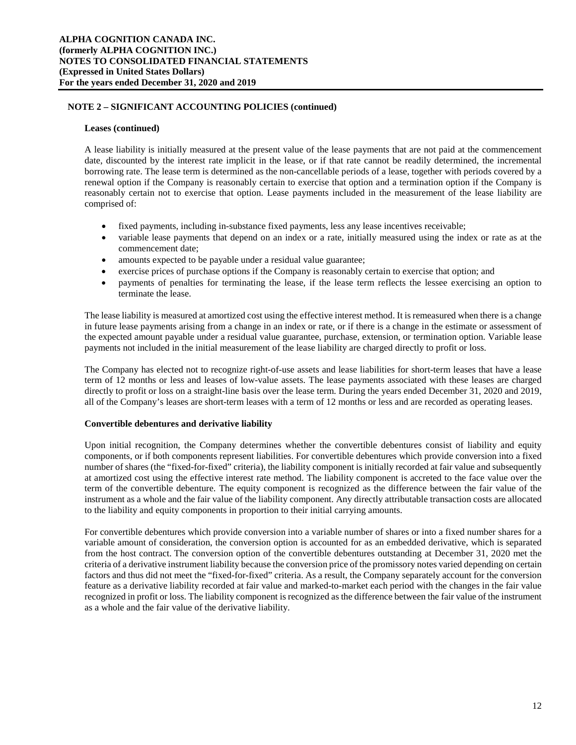## NOTE 2 – SIGNIFICANT ACCOUNTING POLICIES (continued)

### Leases (continued)

A lease liability is initially measured at the present value of the lease payments that are not paid at the commencement date, discounted by the interest rate implicit in the lease, or if that rate cannot be readily determined, the incremental borrowing rate. The lease term is determined as the non-cancellable periods of a lease, together with periods covered by a renewal option if the Company is reasonably certain to exercise that option and a termination option if the Company is reasonably certain not to exercise that option. Lease payments included in the measurement of the lease liability are comprised of:

- fixed payments, including in-substance fixed payments, less any lease incentives receivable;
- variable lease payments that depend on an index or a rate, initially measured using the index or rate as at the commencement date;
- amounts expected to be payable under a residual value guarantee;
- exercise prices of purchase options if the Company is reasonably certain to exercise that option; and
- payments of penalties for terminating the lease, if the lease term reflects the lessee exercising an option to terminate the lease.

The lease liability is measured at amortized cost using the effective interest method. It is remeasured when there is a change in future lease payments arising from a change in an index or rate, or if there is a change in the estimate or assessment of the expected amount payable under a residual value guarantee, purchase, extension, or termination option. Variable lease payments not included in the initial measurement of the lease liability are charged directly to profit or loss.

The Company has elected not to recognize right-of-use assets and lease liabilities for short-term leases that have a lease term of 12 months or less and leases of low-value assets. The lease payments associated with these leases are charged directly to profit or loss on a straight-line basis over the lease term. During the years ended December 31, 2020 and 2019, all of the Company's leases are short-term leases with a term of 12 months or less and are recorded as operating leases.

### Convertible debentures and derivative liability

Upon initial recognition, the Company determines whether the convertible debentures consist of liability and equity components, or if both components represent liabilities. For convertible debentures which provide conversion into a fixed number of shares (the "fixed-for-fixed" criteria), the liability component is initially recorded at fair value and subsequently at amortized cost using the effective interest rate method. The liability component is accreted to the face value over the term of the convertible debenture. The equity component is recognized as the difference between the fair value of the instrument as a whole and the fair value of the liability component. Any directly attributable transaction costs are allocated to the liability and equity components in proportion to their initial carrying amounts.

For convertible debentures which provide conversion into a variable number of shares or into a fixed number shares for a variable amount of consideration, the conversion option is accounted for as an embedded derivative, which is separated from the host contract. The conversion option of the convertible debentures outstanding at December 31, 2020 met the criteria of a derivative instrument liability because the conversion price of the promissory notes varied depending on certain factors and thus did not meet the "fixed-for-fixed" criteria. As a result, the Company separately account for the conversion feature as a derivative liability recorded at fair value and marked-to-market each period with the changes in the fair value recognized in profit or loss. The liability component is recognized as the difference between the fair value of the instrument as a whole and the fair value of the derivative liability.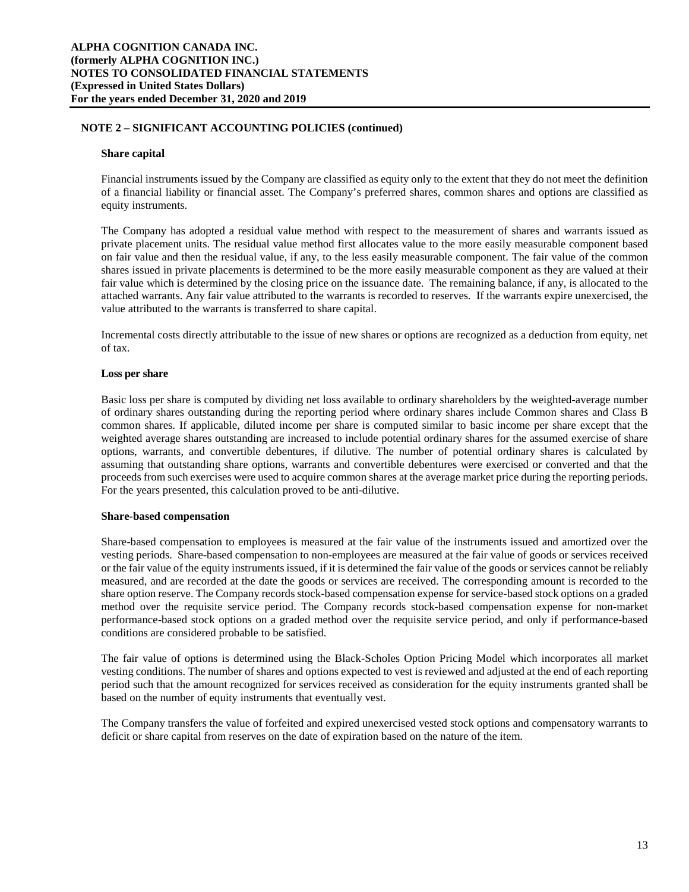## NOTE 2 – SIGNIFICANT ACCOUNTING POLICIES (continued)

### Share capital

Financial instruments issued by the Company are classified as equity only to the extent that they do not meet the definition of a financial liability or financial asset. The Company's preferred shares, common shares and options are classified as equity instruments.

The Company has adopted a residual value method with respect to the measurement of shares and warrants issued as private placement units. The residual value method first allocates value to the more easily measurable component based on fair value and then the residual value, if any, to the less easily measurable component. The fair value of the common shares issued in private placements is determined to be the more easily measurable component as they are valued at their fair value which is determined by the closing price on the issuance date. The remaining balance, if any, is allocated to the attached warrants. Any fair value attributed to the warrants is recorded to reserves. If the warrants expire unexercised, the value attributed to the warrants is transferred to share capital.

Incremental costs directly attributable to the issue of new shares or options are recognized as a deduction from equity, net of tax.

### Loss per share

Basic loss per share is computed by dividing net loss available to ordinary shareholders by the weighted-average number of ordinary shares outstanding during the reporting period where ordinary shares include Common shares and Class B common shares. If applicable, diluted income per share is computed similar to basic income per share except that the weighted average shares outstanding are increased to include potential ordinary shares for the assumed exercise of share options, warrants, and convertible debentures, if dilutive. The number of potential ordinary shares is calculated by assuming that outstanding share options, warrants and convertible debentures were exercised or converted and that the proceeds from such exercises were used to acquire common shares at the average market price during the reporting periods. For the years presented, this calculation proved to be anti-dilutive.

### Share-based compensation

Share-based compensation to employees is measured at the fair value of the instruments issued and amortized over the vesting periods. Share-based compensation to non-employees are measured at the fair value of goods or services received or the fair value of the equity instruments issued, if it is determined the fair value of the goods or services cannot be reliably measured, and are recorded at the date the goods or services are received. The corresponding amount is recorded to the share option reserve. The Company records stock-based compensation expense for service-based stock options on a graded method over the requisite service period. The Company records stock-based compensation expense for non-market performance-based stock options on a graded method over the requisite service period, and only if performance-based conditions are considered probable to be satisfied.

The fair value of options is determined using the Black-Scholes Option Pricing Model which incorporates all market vesting conditions. The number of shares and options expected to vest is reviewed and adjusted at the end of each reporting period such that the amount recognized for services received as consideration for the equity instruments granted shall be based on the number of equity instruments that eventually vest.

The Company transfers the value of forfeited and expired unexercised vested stock options and compensatory warrants to deficit or share capital from reserves on the date of expiration based on the nature of the item.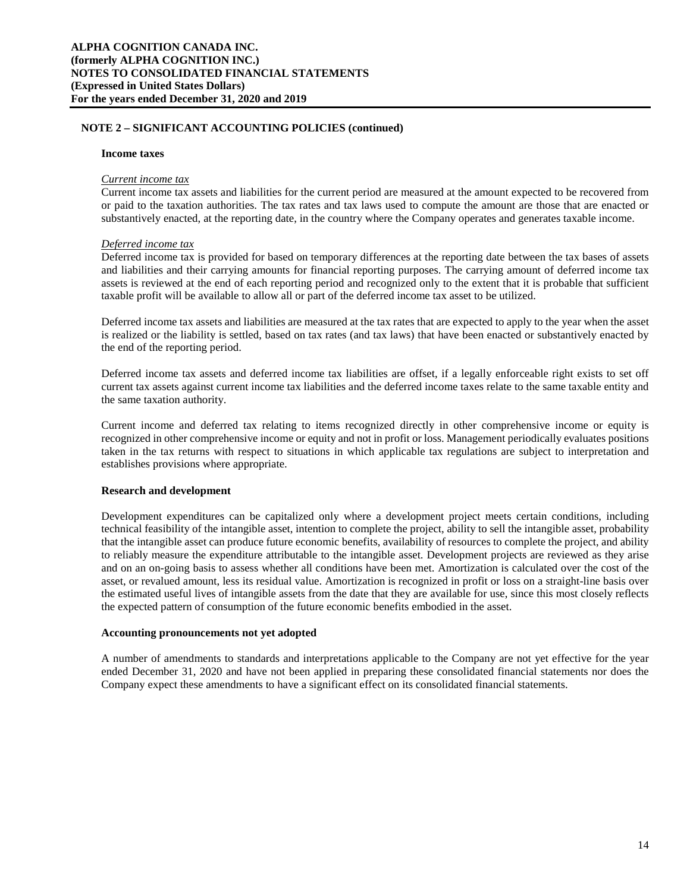## NOTE 2 – SIGNIFICANT ACCOUNTING POLICIES (continued)

### Income taxes

*Current income tax*

Current income tax assets and liabilities for the current period are measured at the amount expected to be recovered from or paid to the taxation authorities. The tax rates and tax laws used to compute the amount are those that are enacted or substantively enacted, at the reporting date, in the country where the Company operates and generates taxable income.

*Deferred income tax*

Deferred income tax is provided for based on temporary differences at the reporting date between the tax bases of assets and liabilities and their carrying amounts for financial reporting purposes. The carrying amount of deferred income tax assets is reviewed at the end of each reporting period and recognized only to the extent that it is probable that sufficient taxable profit will be available to allow all or part of the deferred income tax asset to be utilized.

Deferred income tax assets and liabilities are measured at the tax rates that are expected to apply to the year when the asset is realized or the liability is settled, based on tax rates (and tax laws) that have been enacted or substantively enacted by the end of the reporting period.

Deferred income tax assets and deferred income tax liabilities are offset, if a legally enforceable right exists to set off current tax assets against current income tax liabilities and the deferred income taxes relate to the same taxable entity and the same taxation authority.

Current income and deferred tax relating to items recognized directly in other comprehensive income or equity is recognized in other comprehensive income or equity and not in profit or loss. Management periodically evaluates positions taken in the tax returns with respect to situations in which applicable tax regulations are subject to interpretation and establishes provisions where appropriate.

### Research and development

Development expenditures can be capitalized only where a development project meets certain conditions, including technical feasibility of the intangible asset, intention to complete the project, ability to sell the intangible asset, probability that the intangible asset can produce future economic benefits, availability of resources to complete the project, and ability to reliably measure the expenditure attributable to the intangible asset. Development projects are reviewed as they arise and on an on-going basis to assess whether all conditions have been met. Amortization is calculated over the cost of the asset, or revalued amount, less its residual value. Amortization is recognized in profit or loss on a straight-line basis over the estimated useful lives of intangible assets from the date that they are available for use, since this most closely reflects the expected pattern of consumption of the future economic benefits embodied in the asset.

### Accounting pronouncements not yet adopted

A number of amendments to standards and interpretations applicable to the Company are not yet effective for the year ended December 31, 2020 and have not been applied in preparing these consolidated financial statements nor does the Company expect these amendments to have a significant effect on its consolidated financial statements.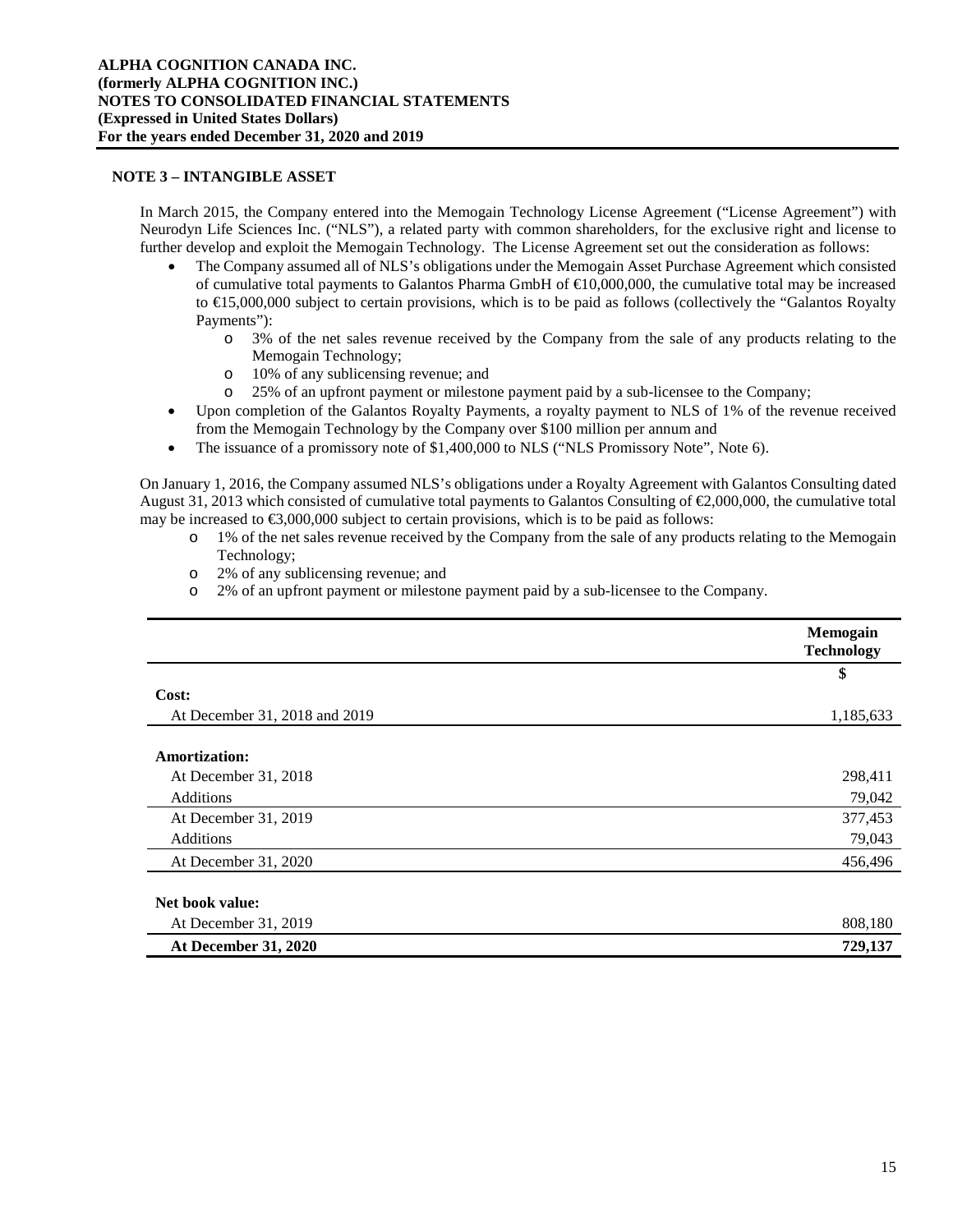## NOTE 3 – INTANGIBLE ASSET

In March 2015, the Company entered into the Memogain Technology License Agreement ("License Agreement") with Neurodyn Life Sciences Inc. ("NLS"), a related party with common shareholders, for the exclusive right and license to further develop and exploit the Memogain Technology. The License Agreement set out the consideration as follows:

- The Company assumed all of NLS's obligations under the Memogain Asset Purchase Agreement which consisted of cumulative total payments to Galantos Pharma GmbH of €10,000,000, the cumulative total may be increased to €15,000,000 subject to certain provisions, which is to be paid as follows (collectively the "Galantos Royalty Payments"):
  - 3% of the net sales revenue received by the Company from the sale of any products relating to the Memogain Technology;
  - 10% of any sublicensing revenue; and
  - 25% of an upfront payment or milestone payment paid by a sub-licensee to the Company;
- Upon completion of the Galantos Royalty Payments, a royalty payment to NLS of 1% of the revenue received from the Memogain Technology by the Company over $100 million per annum and
- The issuance of a promissory note of $1,400,000 to NLS ("NLS Promissory Note", Note 6).

On January 1, 2016, the Company assumed NLS's obligations under a Royalty Agreement with Galantos Consulting dated August 31, 2013 which consisted of cumulative total payments to Galantos Consulting of €2,000,000, the cumulative total may be increased to €3,000,000 subject to certain provisions, which is to be paid as follows:

- 1% of the net sales revenue received by the Company from the sale of any products relating to the Memogain Technology;
- 2% of any sublicensing revenue; and
- 2% of an upfront payment or milestone payment paid by a sub-licensee to the Company.

| | Memogain Technology |
|---|---|
| | $ |
| **Cost:** | |
| At December 31, 2018 and 2019 | 1,185,633 |
| **Amortization:** | |
| At December 31, 2018 | 298,411 |
| Additions | 79,042 |
| At December 31, 2019 | 377,453 |
| Additions | 79,043 |
| At December 31, 2020 | 456,496 |
| **Net book value:** | |
| At December 31, 2019 | 808,180 |
| **At December 31, 2020** | **729,137** |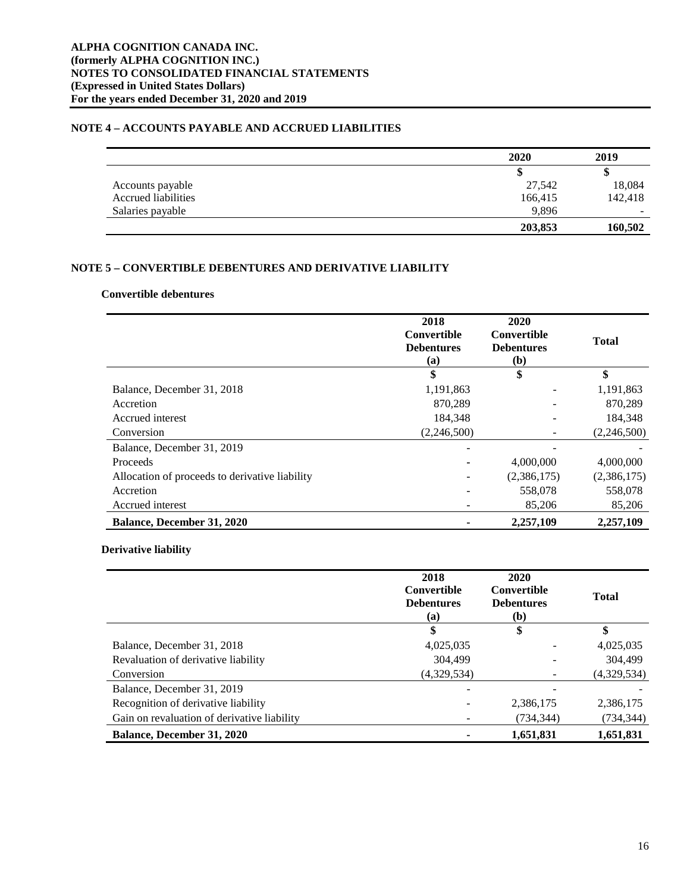## NOTE 4 – ACCOUNTS PAYABLE AND ACCRUED LIABILITIES

| | 2020 | 2019 |
|---|---|---|
| | $ | $ |
| Accounts payable | 27,542 | 18,084 |
| Accrued liabilities | 166,415 | 142,418 |
| Salaries payable | 9,896 | - |
| | **203,853** | **160,502** |

## NOTE 5 – CONVERTIBLE DEBENTURES AND DERIVATIVE LIABILITY

### Convertible debentures

| | 2018 Convertible Debentures (a) | 2020 Convertible Debentures (b) | Total |
|---|---|---|---|
| | $ | $ | $ |
| Balance, December 31, 2018 | 1,191,863 | - | 1,191,863 |
| Accretion | 870,289 | - | 870,289 |
| Accrued interest | 184,348 | - | 184,348 |
| Conversion | (2,246,500) | - | (2,246,500) |
| Balance, December 31, 2019 | - | - | - |
| Proceeds | - | 4,000,000 | 4,000,000 |
| Allocation of proceeds to derivative liability | - | (2,386,175) | (2,386,175) |
| Accretion | - | 558,078 | 558,078 |
| Accrued interest | - | 85,206 | 85,206 |
| **Balance, December 31, 2020** | **-** | **2,257,109** | **2,257,109** |

### Derivative liability

| | 2018 Convertible Debentures (a) | 2020 Convertible Debentures (b) | Total |
|---|---|---|---|
| | $ | $ | $ |
| Balance, December 31, 2018 | 4,025,035 | - | 4,025,035 |
| Revaluation of derivative liability | 304,499 | - | 304,499 |
| Conversion | (4,329,534) | - | (4,329,534) |
| Balance, December 31, 2019 | - | - | - |
| Recognition of derivative liability | - | 2,386,175 | 2,386,175 |
| Gain on revaluation of derivative liability | - | (734,344) | (734,344) |
| **Balance, December 31, 2020** | **-** | **1,651,831** | **1,651,831** |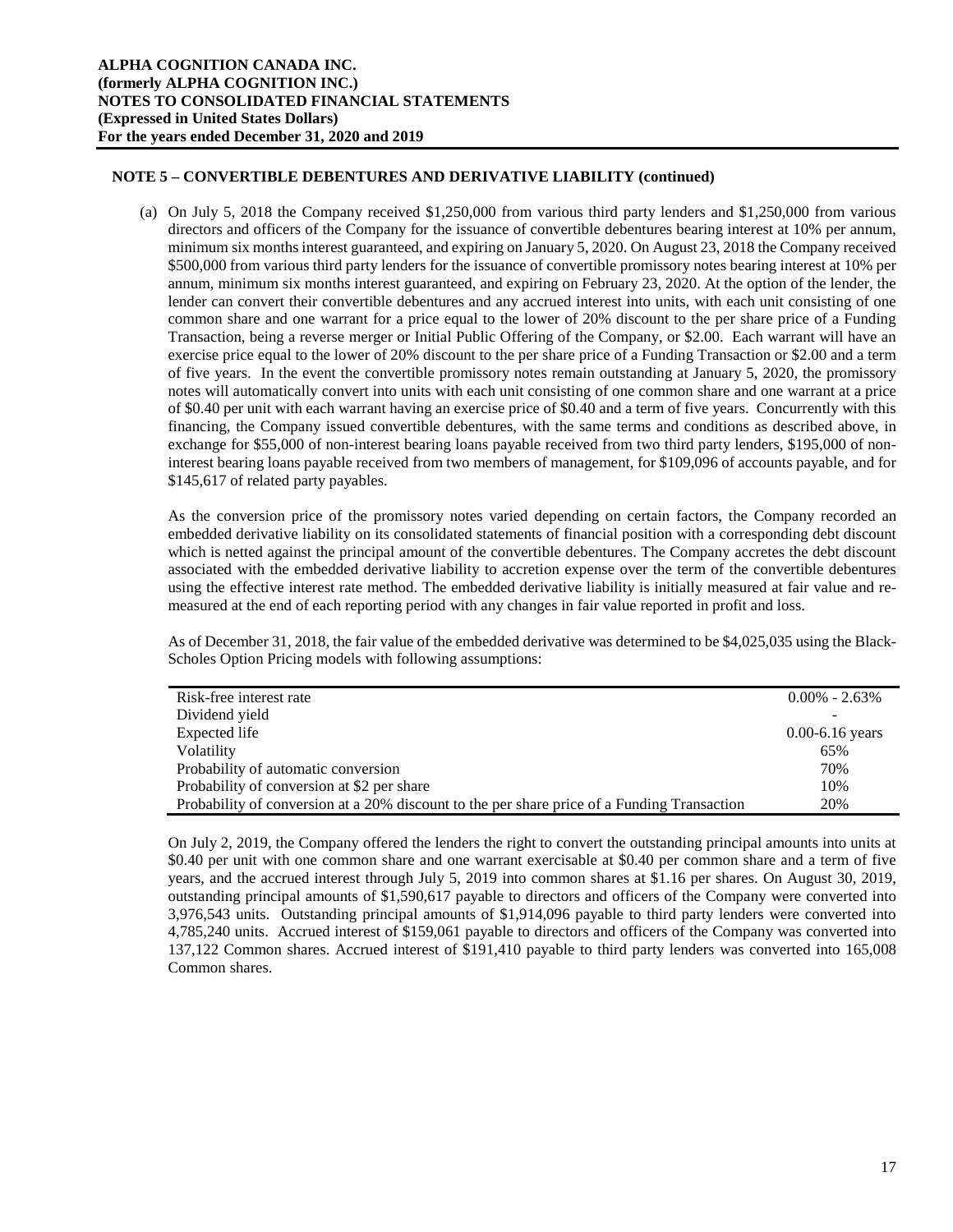**ALPHA COGNITION CANADA INC.**
**(formerly ALPHA COGNITION INC.)**
**NOTES TO CONSOLIDATED FINANCIAL STATEMENTS**
**(Expressed in United States Dollars)**
**For the years ended December 31, 2020 and 2019**

## NOTE 5 – CONVERTIBLE DEBENTURES AND DERIVATIVE LIABILITY (continued)

(a) On July 5, 2018 the Company received $1,250,000 from various third party lenders and $1,250,000 from various directors and officers of the Company for the issuance of convertible debentures bearing interest at 10% per annum, minimum six months interest guaranteed, and expiring on January 5, 2020. On August 23, 2018 the Company received $500,000 from various third party lenders for the issuance of convertible promissory notes bearing interest at 10% per annum, minimum six months interest guaranteed, and expiring on February 23, 2020. At the option of the lender, the lender can convert their convertible debentures and any accrued interest into units, with each unit consisting of one common share and one warrant for a price equal to the lower of 20% discount to the per share price of a Funding Transaction, being a reverse merger or Initial Public Offering of the Company, or $2.00. Each warrant will have an exercise price equal to the lower of 20% discount to the per share price of a Funding Transaction or $2.00 and a term of five years. In the event the convertible promissory notes remain outstanding at January 5, 2020, the promissory notes will automatically convert into units with each unit consisting of one common share and one warrant at a price of $0.40 per unit with each warrant having an exercise price of $0.40 and a term of five years. Concurrently with this financing, the Company issued convertible debentures, with the same terms and conditions as described above, in exchange for $55,000 of non-interest bearing loans payable received from two third party lenders, $195,000 of non-interest bearing loans payable received from two members of management, for $109,096 of accounts payable, and for $145,617 of related party payables.

As the conversion price of the promissory notes varied depending on certain factors, the Company recorded an embedded derivative liability on its consolidated statements of financial position with a corresponding debt discount which is netted against the principal amount of the convertible debentures. The Company accretes the debt discount associated with the embedded derivative liability to accretion expense over the term of the convertible debentures using the effective interest rate method. The embedded derivative liability is initially measured at fair value and re-measured at the end of each reporting period with any changes in fair value reported in profit and loss.

As of December 31, 2018, the fair value of the embedded derivative was determined to be $4,025,035 using the Black-Scholes Option Pricing models with following assumptions:

| | |
|---|---|
| Risk-free interest rate | 0.00% - 2.63% |
| Dividend yield | - |
| Expected life | 0.00-6.16 years |
| Volatility | 65% |
| Probability of automatic conversion | 70% |
| Probability of conversion at $2 per share | 10% |
| Probability of conversion at a 20% discount to the per share price of a Funding Transaction | 20% |

On July 2, 2019, the Company offered the lenders the right to convert the outstanding principal amounts into units at $0.40 per unit with one common share and one warrant exercisable at $0.40 per common share and a term of five years, and the accrued interest through July 5, 2019 into common shares at $1.16 per shares. On August 30, 2019, outstanding principal amounts of $1,590,617 payable to directors and officers of the Company were converted into 3,976,543 units. Outstanding principal amounts of $1,914,096 payable to third party lenders were converted into 4,785,240 units. Accrued interest of $159,061 payable to directors and officers of the Company was converted into 137,122 Common shares. Accrued interest of $191,410 payable to third party lenders was converted into 165,008 Common shares.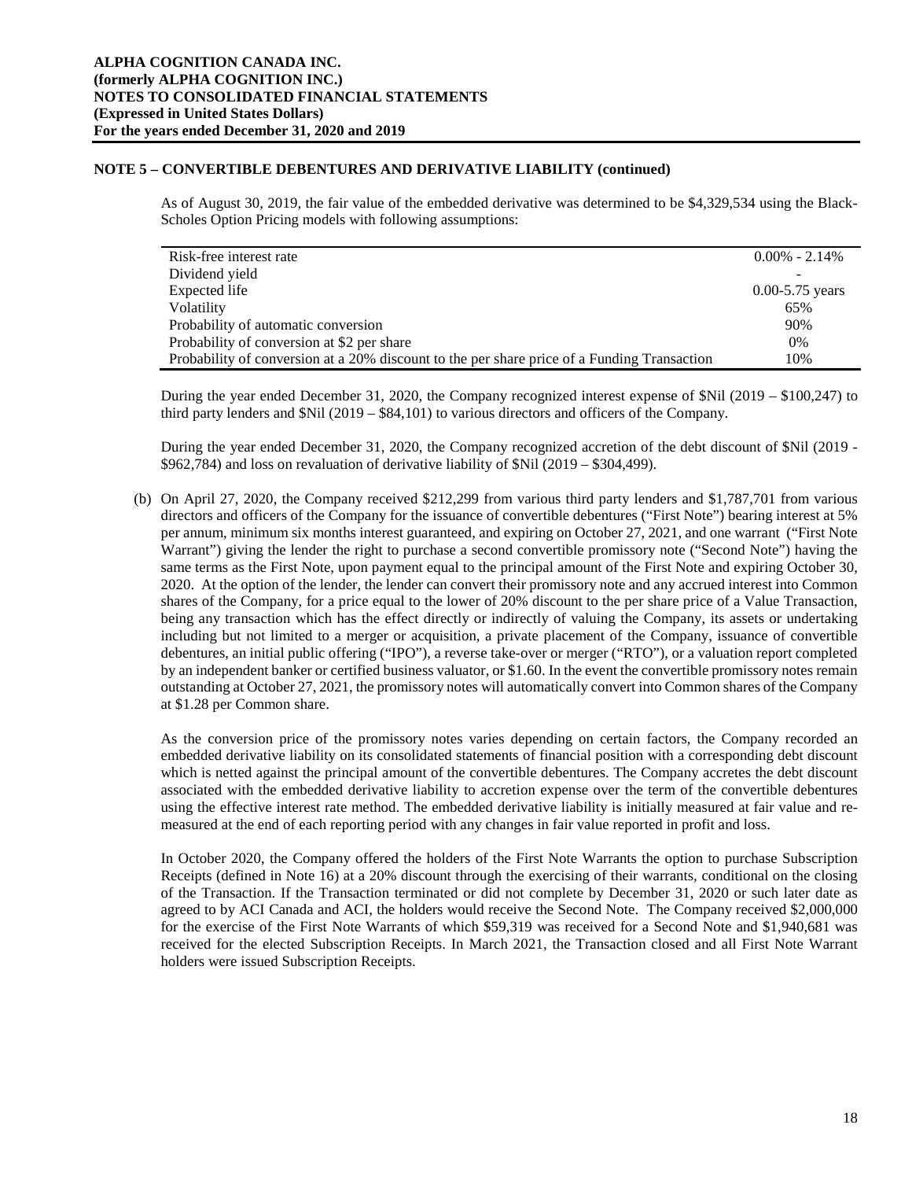## NOTE 5 – CONVERTIBLE DEBENTURES AND DERIVATIVE LIABILITY (continued)

As of August 30, 2019, the fair value of the embedded derivative was determined to be $4,329,534 using the Black-Scholes Option Pricing models with following assumptions:

| | |
|---|---|
| Risk-free interest rate | 0.00% - 2.14% |
| Dividend yield | - |
| Expected life | 0.00-5.75 years |
| Volatility | 65% |
| Probability of automatic conversion | 90% |
| Probability of conversion at $2 per share | 0% |
| Probability of conversion at a 20% discount to the per share price of a Funding Transaction | 10% |

During the year ended December 31, 2020, the Company recognized interest expense of $Nil (2019 – $100,247) to third party lenders and $Nil (2019 – $84,101) to various directors and officers of the Company.

During the year ended December 31, 2020, the Company recognized accretion of the debt discount of $Nil (2019 - $962,784) and loss on revaluation of derivative liability of $Nil (2019 – $304,499).

(b) On April 27, 2020, the Company received $212,299 from various third party lenders and $1,787,701 from various directors and officers of the Company for the issuance of convertible debentures ("First Note") bearing interest at 5% per annum, minimum six months interest guaranteed, and expiring on October 27, 2021, and one warrant ("First Note Warrant") giving the lender the right to purchase a second convertible promissory note ("Second Note") having the same terms as the First Note, upon payment equal to the principal amount of the First Note and expiring October 30, 2020. At the option of the lender, the lender can convert their promissory note and any accrued interest into Common shares of the Company, for a price equal to the lower of 20% discount to the per share price of a Value Transaction, being any transaction which has the effect directly or indirectly of valuing the Company, its assets or undertaking including but not limited to a merger or acquisition, a private placement of the Company, issuance of convertible debentures, an initial public offering ("IPO"), a reverse take-over or merger ("RTO"), or a valuation report completed by an independent banker or certified business valuator, or $1.60. In the event the convertible promissory notes remain outstanding at October 27, 2021, the promissory notes will automatically convert into Common shares of the Company at $1.28 per Common share.

As the conversion price of the promissory notes varies depending on certain factors, the Company recorded an embedded derivative liability on its consolidated statements of financial position with a corresponding debt discount which is netted against the principal amount of the convertible debentures. The Company accretes the debt discount associated with the embedded derivative liability to accretion expense over the term of the convertible debentures using the effective interest rate method. The embedded derivative liability is initially measured at fair value and re-measured at the end of each reporting period with any changes in fair value reported in profit and loss.

In October 2020, the Company offered the holders of the First Note Warrants the option to purchase Subscription Receipts (defined in Note 16) at a 20% discount through the exercising of their warrants, conditional on the closing of the Transaction. If the Transaction terminated or did not complete by December 31, 2020 or such later date as agreed to by ACI Canada and ACI, the holders would receive the Second Note. The Company received $2,000,000 for the exercise of the First Note Warrants of which $59,319 was received for a Second Note and $1,940,681 was received for the elected Subscription Receipts. In March 2021, the Transaction closed and all First Note Warrant holders were issued Subscription Receipts.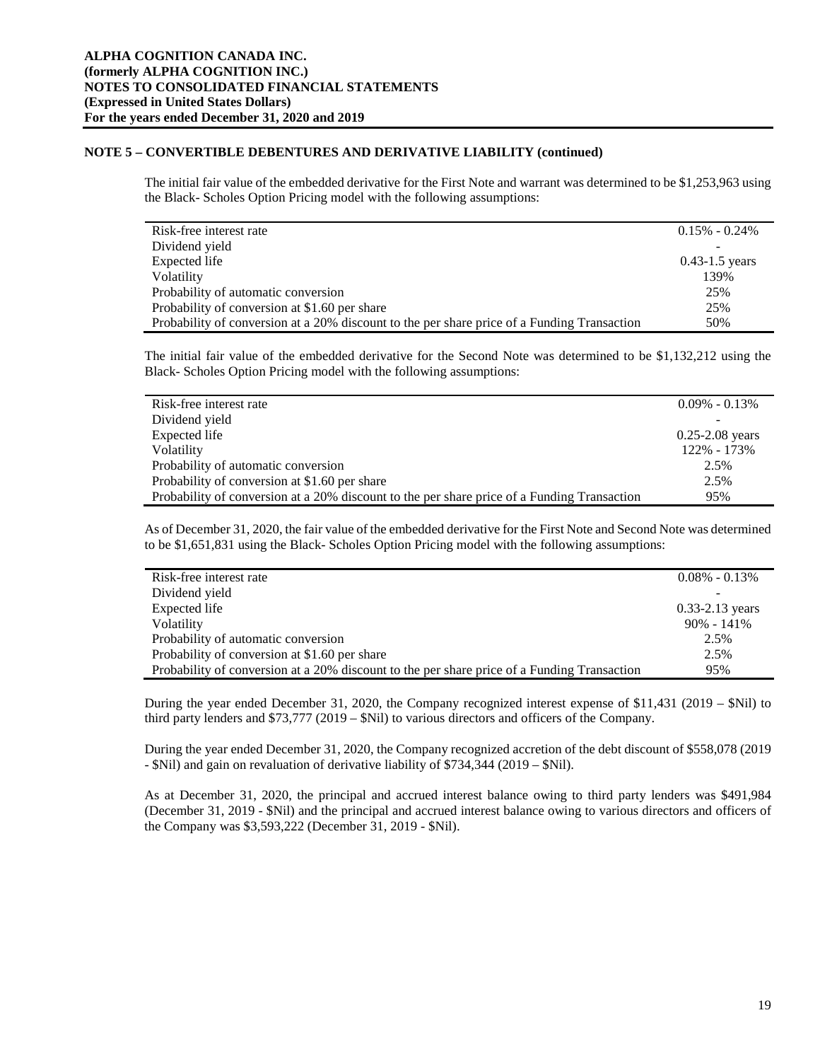## NOTE 5 – CONVERTIBLE DEBENTURES AND DERIVATIVE LIABILITY (continued)

The initial fair value of the embedded derivative for the First Note and warrant was determined to be $1,253,963 using the Black- Scholes Option Pricing model with the following assumptions:

| | |
|---|---|
| Risk-free interest rate | 0.15% - 0.24% |
| Dividend yield | - |
| Expected life | 0.43-1.5 years |
| Volatility | 139% |
| Probability of automatic conversion | 25% |
| Probability of conversion at $1.60 per share | 25% |
| Probability of conversion at a 20% discount to the per share price of a Funding Transaction | 50% |

The initial fair value of the embedded derivative for the Second Note was determined to be $1,132,212 using the Black- Scholes Option Pricing model with the following assumptions:

| | |
|---|---|
| Risk-free interest rate | 0.09% - 0.13% |
| Dividend yield | - |
| Expected life | 0.25-2.08 years |
| Volatility | 122% - 173% |
| Probability of automatic conversion | 2.5% |
| Probability of conversion at $1.60 per share | 2.5% |
| Probability of conversion at a 20% discount to the per share price of a Funding Transaction | 95% |

As of December 31, 2020, the fair value of the embedded derivative for the First Note and Second Note was determined to be $1,651,831 using the Black- Scholes Option Pricing model with the following assumptions:

| | |
|---|---|
| Risk-free interest rate | 0.08% - 0.13% |
| Dividend yield | - |
| Expected life | 0.33-2.13 years |
| Volatility | 90% - 141% |
| Probability of automatic conversion | 2.5% |
| Probability of conversion at $1.60 per share | 2.5% |
| Probability of conversion at a 20% discount to the per share price of a Funding Transaction | 95% |

During the year ended December 31, 2020, the Company recognized interest expense of $11,431 (2019 – $Nil) to third party lenders and $73,777 (2019 – $Nil) to various directors and officers of the Company.

During the year ended December 31, 2020, the Company recognized accretion of the debt discount of $558,078 (2019 - $Nil) and gain on revaluation of derivative liability of $734,344 (2019 – $Nil).

As at December 31, 2020, the principal and accrued interest balance owing to third party lenders was $491,984 (December 31, 2019 - $Nil) and the principal and accrued interest balance owing to various directors and officers of the Company was $3,593,222 (December 31, 2019 - $Nil).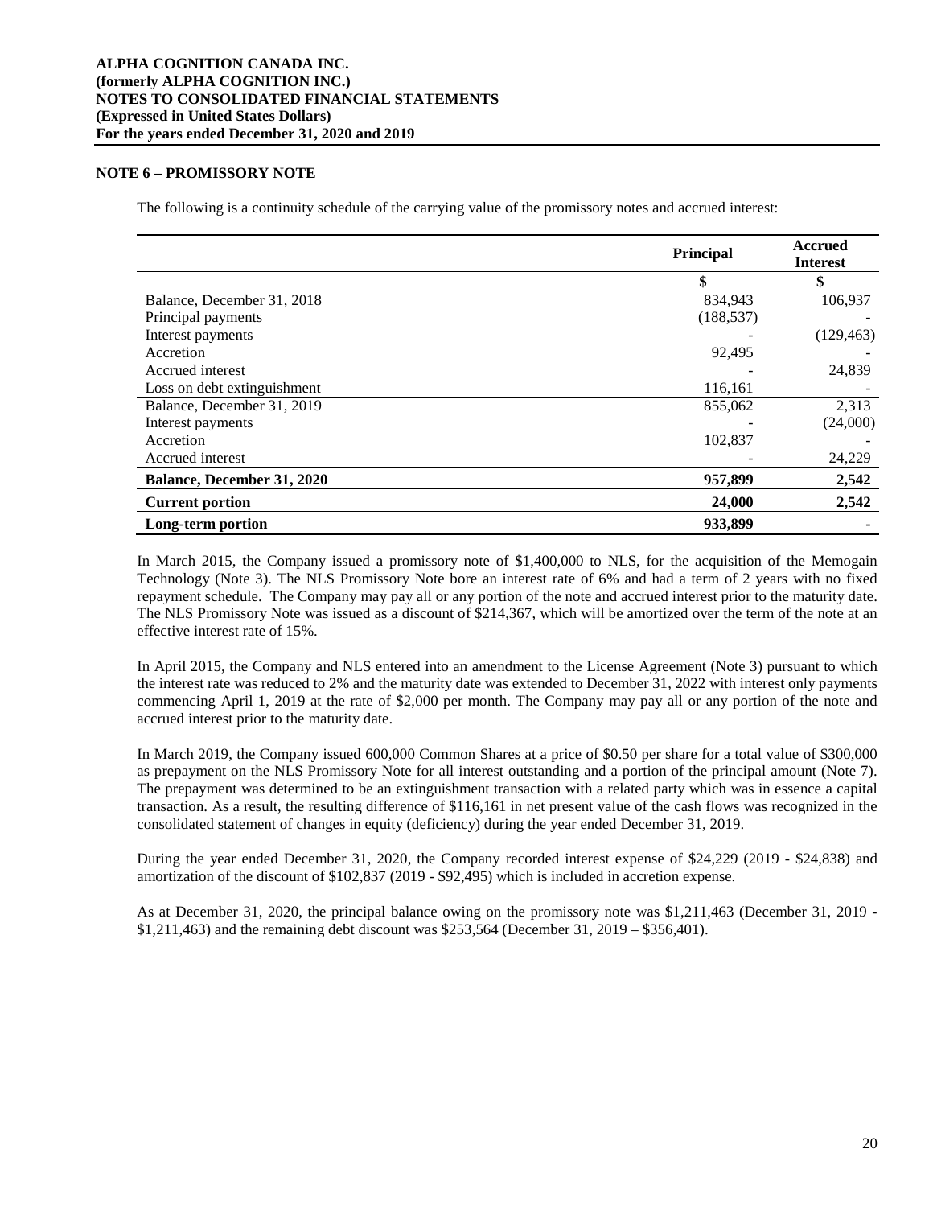**ALPHA COGNITION CANADA INC.**
**(formerly ALPHA COGNITION INC.)**
**NOTES TO CONSOLIDATED FINANCIAL STATEMENTS**
**(Expressed in United States Dollars)**
**For the years ended December 31, 2020 and 2019**

## NOTE 6 – PROMISSORY NOTE

The following is a continuity schedule of the carrying value of the promissory notes and accrued interest:

| | Principal | Accrued Interest |
|---|---|---|
| | $ | $ |
| Balance, December 31, 2018 | 834,943 | 106,937 |
| Principal payments | (188,537) | - |
| Interest payments | - | (129,463) |
| Accretion | 92,495 | - |
| Accrued interest | - | 24,839 |
| Loss on debt extinguishment | 116,161 | - |
| Balance, December 31, 2019 | 855,062 | 2,313 |
| Interest payments | - | (24,000) |
| Accretion | 102,837 | - |
| Accrued interest | - | 24,229 |
| **Balance, December 31, 2020** | **957,899** | **2,542** |
| **Current portion** | **24,000** | **2,542** |
| **Long-term portion** | **933,899** | **-** |

In March 2015, the Company issued a promissory note of $1,400,000 to NLS, for the acquisition of the Memogain Technology (Note 3). The NLS Promissory Note bore an interest rate of 6% and had a term of 2 years with no fixed repayment schedule. The Company may pay all or any portion of the note and accrued interest prior to the maturity date. The NLS Promissory Note was issued as a discount of $214,367, which will be amortized over the term of the note at an effective interest rate of 15%.

In April 2015, the Company and NLS entered into an amendment to the License Agreement (Note 3) pursuant to which the interest rate was reduced to 2% and the maturity date was extended to December 31, 2022 with interest only payments commencing April 1, 2019 at the rate of $2,000 per month. The Company may pay all or any portion of the note and accrued interest prior to the maturity date.

In March 2019, the Company issued 600,000 Common Shares at a price of $0.50 per share for a total value of $300,000 as prepayment on the NLS Promissory Note for all interest outstanding and a portion of the principal amount (Note 7). The prepayment was determined to be an extinguishment transaction with a related party which was in essence a capital transaction. As a result, the resulting difference of $116,161 in net present value of the cash flows was recognized in the consolidated statement of changes in equity (deficiency) during the year ended December 31, 2019.

During the year ended December 31, 2020, the Company recorded interest expense of $24,229 (2019 - $24,838) and amortization of the discount of $102,837 (2019 - $92,495) which is included in accretion expense.

As at December 31, 2020, the principal balance owing on the promissory note was $1,211,463 (December 31, 2019 - $1,211,463) and the remaining debt discount was $253,564 (December 31, 2019 – $356,401).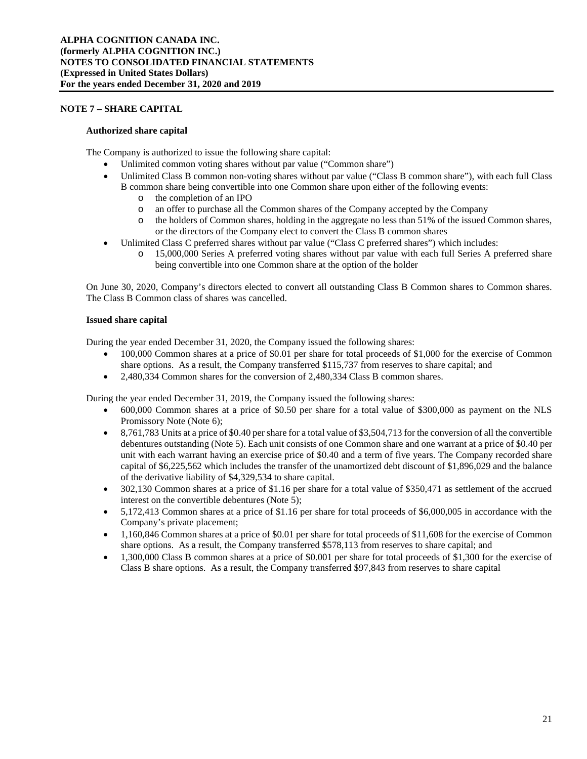## NOTE 7 – SHARE CAPITAL

### Authorized share capital

The Company is authorized to issue the following share capital:

- Unlimited common voting shares without par value ("Common share")
- Unlimited Class B common non-voting shares without par value ("Class B common share"), with each full Class B common share being convertible into one Common share upon either of the following events:
  - the completion of an IPO
  - an offer to purchase all the Common shares of the Company accepted by the Company
  - the holders of Common shares, holding in the aggregate no less than 51% of the issued Common shares, or the directors of the Company elect to convert the Class B common shares
- Unlimited Class C preferred shares without par value ("Class C preferred shares") which includes:
  - 15,000,000 Series A preferred voting shares without par value with each full Series A preferred share being convertible into one Common share at the option of the holder

On June 30, 2020, Company's directors elected to convert all outstanding Class B Common shares to Common shares. The Class B Common class of shares was cancelled.

### Issued share capital

During the year ended December 31, 2020, the Company issued the following shares:

- 100,000 Common shares at a price of $0.01 per share for total proceeds of $1,000 for the exercise of Common share options. As a result, the Company transferred $115,737 from reserves to share capital; and
- 2,480,334 Common shares for the conversion of 2,480,334 Class B common shares.

During the year ended December 31, 2019, the Company issued the following shares:

- 600,000 Common shares at a price of $0.50 per share for a total value of $300,000 as payment on the NLS Promissory Note (Note 6);
- 8,761,783 Units at a price of $0.40 per share for a total value of $3,504,713 for the conversion of all the convertible debentures outstanding (Note 5). Each unit consists of one Common share and one warrant at a price of $0.40 per unit with each warrant having an exercise price of $0.40 and a term of five years. The Company recorded share capital of $6,225,562 which includes the transfer of the unamortized debt discount of $1,896,029 and the balance of the derivative liability of $4,329,534 to share capital.
- 302,130 Common shares at a price of $1.16 per share for a total value of $350,471 as settlement of the accrued interest on the convertible debentures (Note 5);
- 5,172,413 Common shares at a price of $1.16 per share for total proceeds of $6,000,005 in accordance with the Company's private placement;
- 1,160,846 Common shares at a price of $0.01 per share for total proceeds of $11,608 for the exercise of Common share options. As a result, the Company transferred $578,113 from reserves to share capital; and
- 1,300,000 Class B common shares at a price of $0.001 per share for total proceeds of $1,300 for the exercise of Class B share options. As a result, the Company transferred $97,843 from reserves to share capital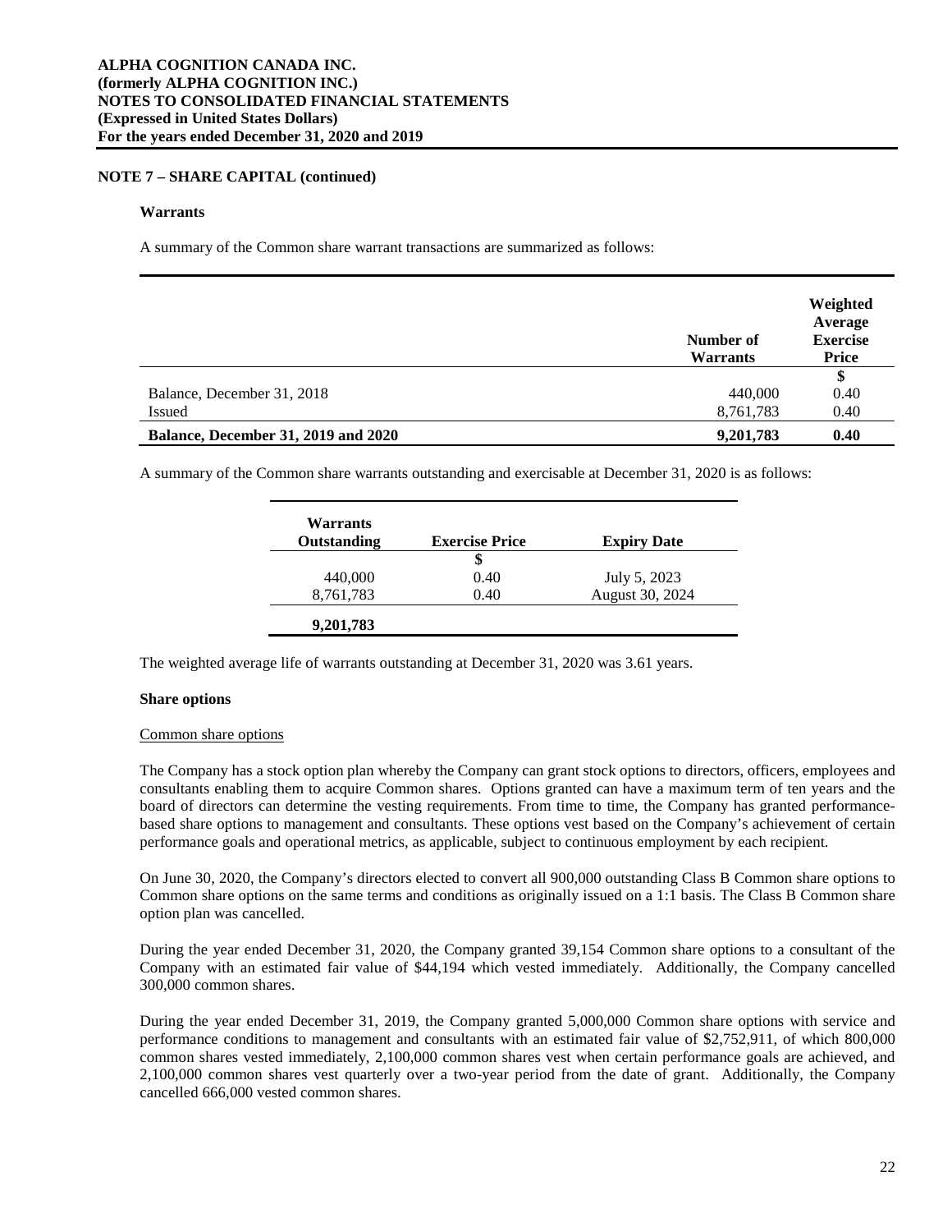## NOTE 7 – SHARE CAPITAL (continued)

### Warrants

A summary of the Common share warrant transactions are summarized as follows:

| | Number of Warrants | Weighted Average Exercise Price |
|---|---|---|
| | | $ |
| Balance, December 31, 2018 | 440,000 | 0.40 |
| Issued | 8,761,783 | 0.40 |
| **Balance, December 31, 2019 and 2020** | **9,201,783** | **0.40** |

A summary of the Common share warrants outstanding and exercisable at December 31, 2020 is as follows:

| Warrants Outstanding | Exercise Price | Expiry Date |
|---|---|---|
| | $ | |
| 440,000 | 0.40 | July 5, 2023 |
| 8,761,783 | 0.40 | August 30, 2024 |
| **9,201,783** | | |

The weighted average life of warrants outstanding at December 31, 2020 was 3.61 years.

### Share options

Common share options

The Company has a stock option plan whereby the Company can grant stock options to directors, officers, employees and consultants enabling them to acquire Common shares. Options granted can have a maximum term of ten years and the board of directors can determine the vesting requirements. From time to time, the Company has granted performance-based share options to management and consultants. These options vest based on the Company's achievement of certain performance goals and operational metrics, as applicable, subject to continuous employment by each recipient.

On June 30, 2020, the Company's directors elected to convert all 900,000 outstanding Class B Common share options to Common share options on the same terms and conditions as originally issued on a 1:1 basis. The Class B Common share option plan was cancelled.

During the year ended December 31, 2020, the Company granted 39,154 Common share options to a consultant of the Company with an estimated fair value of $44,194 which vested immediately. Additionally, the Company cancelled 300,000 common shares.

During the year ended December 31, 2019, the Company granted 5,000,000 Common share options with service and performance conditions to management and consultants with an estimated fair value of $2,752,911, of which 800,000 common shares vested immediately, 2,100,000 common shares vest when certain performance goals are achieved, and 2,100,000 common shares vest quarterly over a two-year period from the date of grant. Additionally, the Company cancelled 666,000 vested common shares.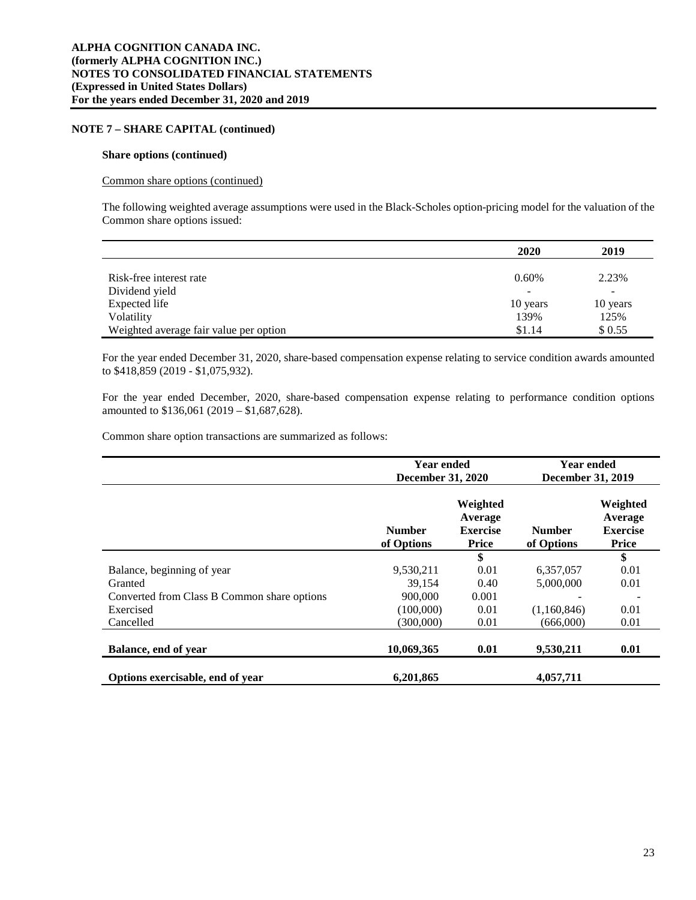### NOTE 7 – SHARE CAPITAL (continued)

**Share options (continued)**

Common share options (continued)

The following weighted average assumptions were used in the Black-Scholes option-pricing model for the valuation of the Common share options issued:

| | 2020 | 2019 |
|---|---|---|
| Risk-free interest rate | 0.60% | 2.23% |
| Dividend yield | - | - |
| Expected life | 10 years | 10 years |
| Volatility | 139% | 125% |
| Weighted average fair value per option | $1.14 | $ 0.55 |

For the year ended December 31, 2020, share-based compensation expense relating to service condition awards amounted to $418,859 (2019 - $1,075,932).

For the year ended December, 2020, share-based compensation expense relating to performance condition options amounted to $136,061 (2019 – $1,687,628).

Common share option transactions are summarized as follows:

| | Year ended December 31, 2020 | | Year ended December 31, 2019 | |
|---|---|---|---|---|
| | Number of Options | Weighted Average Exercise Price | Number of Options | Weighted Average Exercise Price |
| | | $ | | $ |
| Balance, beginning of year | 9,530,211 | 0.01 | 6,357,057 | 0.01 |
| Granted | 39,154 | 0.40 | 5,000,000 | 0.01 |
| Converted from Class B Common share options | 900,000 | 0.001 | - | - |
| Exercised | (100,000) | 0.01 | (1,160,846) | 0.01 |
| Cancelled | (300,000) | 0.01 | (666,000) | 0.01 |
| **Balance, end of year** | **10,069,365** | **0.01** | **9,530,211** | **0.01** |
| **Options exercisable, end of year** | **6,201,865** | | **4,057,711** | |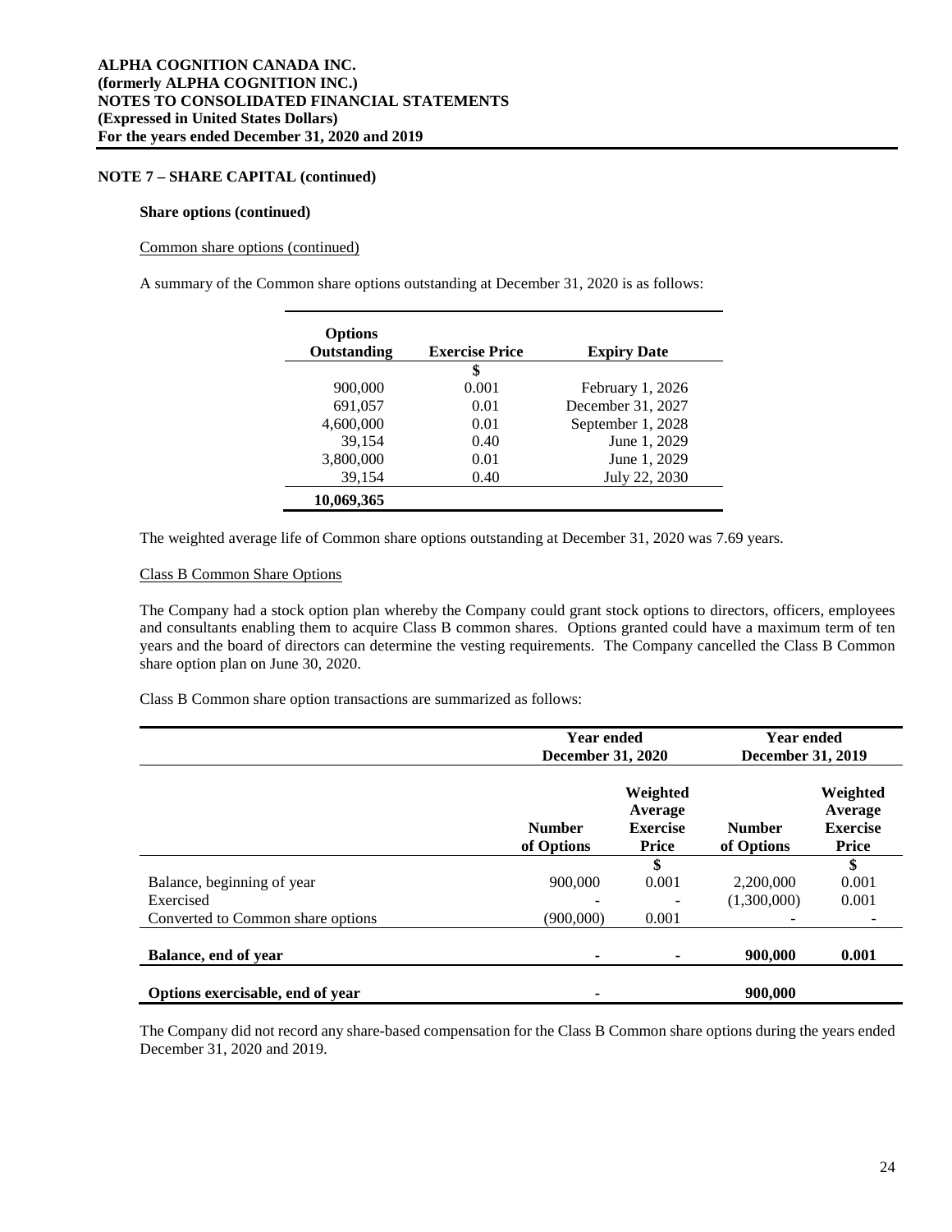**NOTE 7 – SHARE CAPITAL (continued)**

**Share options (continued)**

Common share options (continued)

A summary of the Common share options outstanding at December 31, 2020 is as follows:

| Options Outstanding | Exercise Price | Expiry Date |
|---|---|---|
| | $ | |
| 900,000 | 0.001 | February 1, 2026 |
| 691,057 | 0.01 | December 31, 2027 |
| 4,600,000 | 0.01 | September 1, 2028 |
| 39,154 | 0.40 | June 1, 2029 |
| 3,800,000 | 0.01 | June 1, 2029 |
| 39,154 | 0.40 | July 22, 2030 |
| **10,069,365** | | |

The weighted average life of Common share options outstanding at December 31, 2020 was 7.69 years.

Class B Common Share Options

The Company had a stock option plan whereby the Company could grant stock options to directors, officers, employees and consultants enabling them to acquire Class B common shares. Options granted could have a maximum term of ten years and the board of directors can determine the vesting requirements. The Company cancelled the Class B Common share option plan on June 30, 2020.

Class B Common share option transactions are summarized as follows:

| | Year ended December 31, 2020 | | Year ended December 31, 2019 | |
|---|---|---|---|---|
| | Number of Options | Weighted Average Exercise Price | Number of Options | Weighted Average Exercise Price |
| | | $ | | $ |
| Balance, beginning of year | 900,000 | 0.001 | 2,200,000 | 0.001 |
| Exercised | - | - | (1,300,000) | 0.001 |
| Converted to Common share options | (900,000) | 0.001 | - | - |
| **Balance, end of year** | - | - | **900,000** | **0.001** |
| **Options exercisable, end of year** | - | | **900,000** | |

The Company did not record any share-based compensation for the Class B Common share options during the years ended December 31, 2020 and 2019.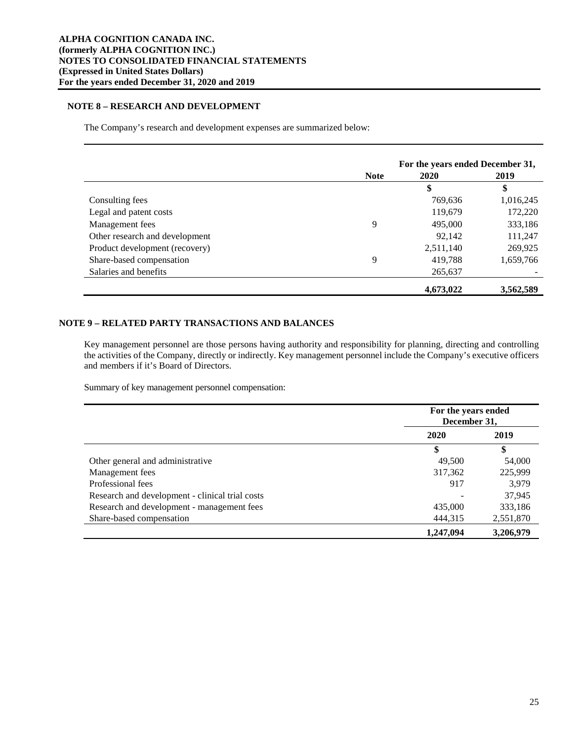## NOTE 8 – RESEARCH AND DEVELOPMENT

The Company's research and development expenses are summarized below:

| | Note | For the years ended December 31, 2020 | 2019 |
|---|---|---|---|
| | | $ | $ |
| Consulting fees | | 769,636 | 1,016,245 |
| Legal and patent costs | | 119,679 | 172,220 |
| Management fees | 9 | 495,000 | 333,186 |
| Other research and development | | 92,142 | 111,247 |
| Product development (recovery) | | 2,511,140 | 269,925 |
| Share-based compensation | 9 | 419,788 | 1,659,766 |
| Salaries and benefits | | 265,637 | - |
| | | **4,673,022** | **3,562,589** |

## NOTE 9 – RELATED PARTY TRANSACTIONS AND BALANCES

Key management personnel are those persons having authority and responsibility for planning, directing and controlling the activities of the Company, directly or indirectly. Key management personnel include the Company's executive officers and members if it's Board of Directors.

Summary of key management personnel compensation:

| | For the years ended December 31, 2020 | 2019 |
|---|---|---|
| | $ | $ |
| Other general and administrative | 49,500 | 54,000 |
| Management fees | 317,362 | 225,999 |
| Professional fees | 917 | 3,979 |
| Research and development - clinical trial costs | - | 37,945 |
| Research and development - management fees | 435,000 | 333,186 |
| Share-based compensation | 444,315 | 2,551,870 |
| | **1,247,094** | **3,206,979** |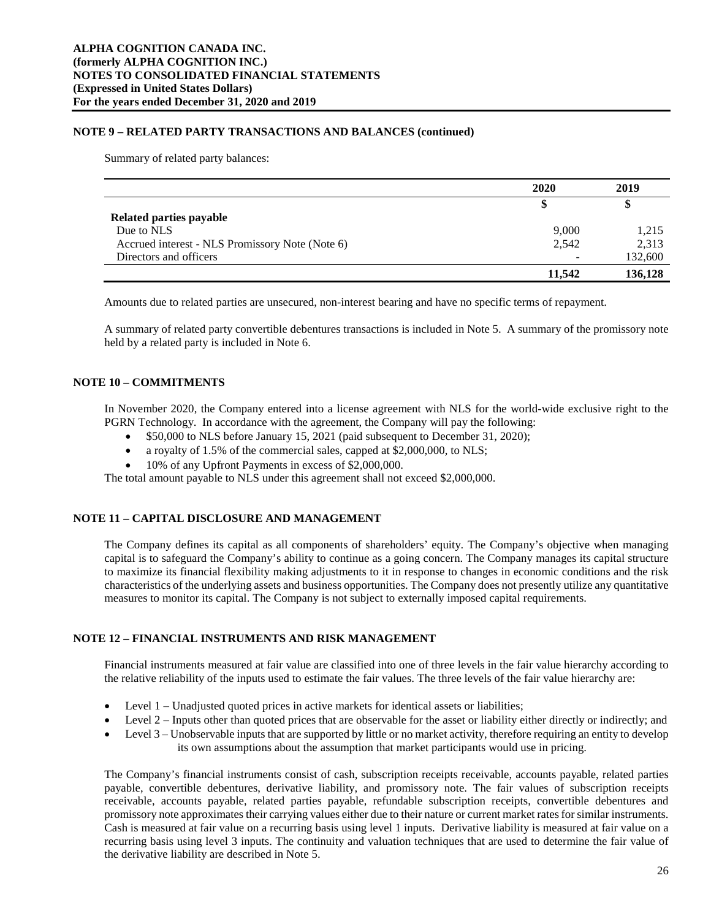## NOTE 9 – RELATED PARTY TRANSACTIONS AND BALANCES (continued)

Summary of related party balances:

| | 2020 | 2019 |
|---|---|---|
| | $ | $ |
| **Related parties payable** | | |
| Due to NLS | 9,000 | 1,215 |
| Accrued interest - NLS Promissory Note (Note 6) | 2,542 | 2,313 |
| Directors and officers | - | 132,600 |
| | **11,542** | **136,128** |

Amounts due to related parties are unsecured, non-interest bearing and have no specific terms of repayment.

A summary of related party convertible debentures transactions is included in Note 5. A summary of the promissory note held by a related party is included in Note 6.

## NOTE 10 – COMMITMENTS

In November 2020, the Company entered into a license agreement with NLS for the world-wide exclusive right to the PGRN Technology. In accordance with the agreement, the Company will pay the following:

- $50,000 to NLS before January 15, 2021 (paid subsequent to December 31, 2020);
- a royalty of 1.5% of the commercial sales, capped at $2,000,000, to NLS;
- 10% of any Upfront Payments in excess of $2,000,000.

The total amount payable to NLS under this agreement shall not exceed $2,000,000.

## NOTE 11 – CAPITAL DISCLOSURE AND MANAGEMENT

The Company defines its capital as all components of shareholders' equity. The Company's objective when managing capital is to safeguard the Company's ability to continue as a going concern. The Company manages its capital structure to maximize its financial flexibility making adjustments to it in response to changes in economic conditions and the risk characteristics of the underlying assets and business opportunities. The Company does not presently utilize any quantitative measures to monitor its capital. The Company is not subject to externally imposed capital requirements.

## NOTE 12 – FINANCIAL INSTRUMENTS AND RISK MANAGEMENT

Financial instruments measured at fair value are classified into one of three levels in the fair value hierarchy according to the relative reliability of the inputs used to estimate the fair values. The three levels of the fair value hierarchy are:

- Level 1 – Unadjusted quoted prices in active markets for identical assets or liabilities;
- Level 2 – Inputs other than quoted prices that are observable for the asset or liability either directly or indirectly; and
- Level 3 – Unobservable inputs that are supported by little or no market activity, therefore requiring an entity to develop its own assumptions about the assumption that market participants would use in pricing.

The Company's financial instruments consist of cash, subscription receipts receivable, accounts payable, related parties payable, convertible debentures, derivative liability, and promissory note. The fair values of subscription receipts receivable, accounts payable, related parties payable, refundable subscription receipts, convertible debentures and promissory note approximates their carrying values either due to their nature or current market rates for similar instruments. Cash is measured at fair value on a recurring basis using level 1 inputs. Derivative liability is measured at fair value on a recurring basis using level 3 inputs. The continuity and valuation techniques that are used to determine the fair value of the derivative liability are described in Note 5.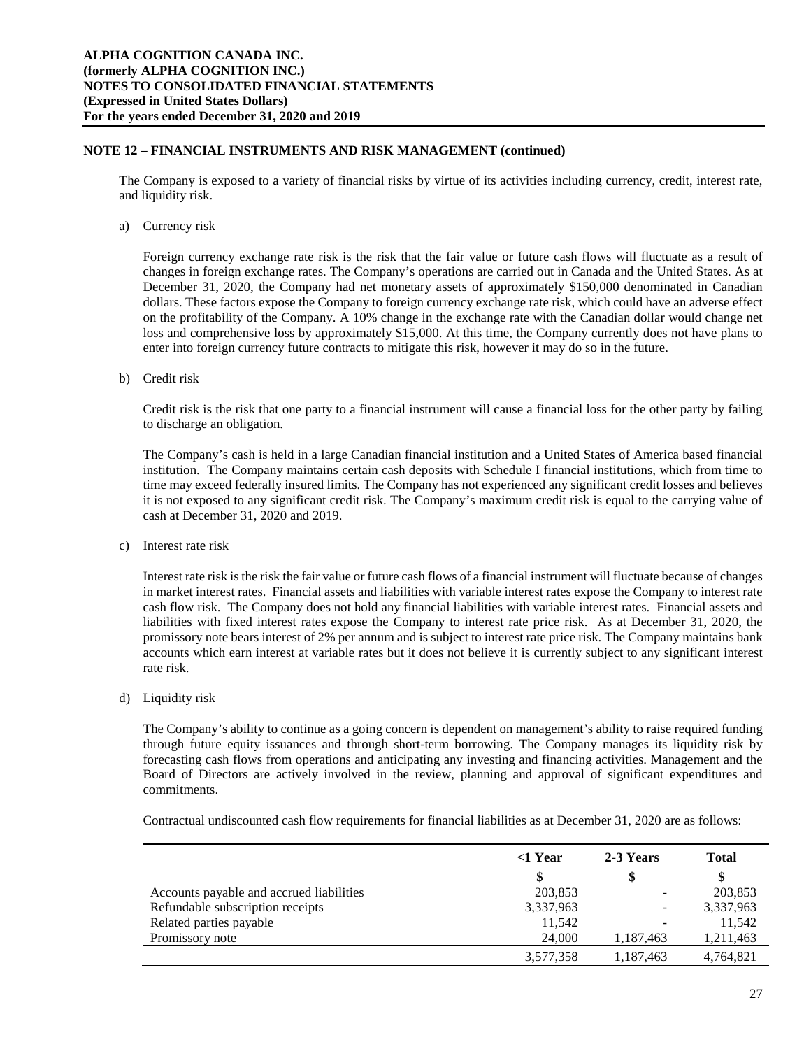## NOTE 12 – FINANCIAL INSTRUMENTS AND RISK MANAGEMENT (continued)

The Company is exposed to a variety of financial risks by virtue of its activities including currency, credit, interest rate, and liquidity risk.

a) Currency risk

Foreign currency exchange rate risk is the risk that the fair value or future cash flows will fluctuate as a result of changes in foreign exchange rates. The Company's operations are carried out in Canada and the United States. As at December 31, 2020, the Company had net monetary assets of approximately $150,000 denominated in Canadian dollars. These factors expose the Company to foreign currency exchange rate risk, which could have an adverse effect on the profitability of the Company. A 10% change in the exchange rate with the Canadian dollar would change net loss and comprehensive loss by approximately $15,000. At this time, the Company currently does not have plans to enter into foreign currency future contracts to mitigate this risk, however it may do so in the future.

b) Credit risk

Credit risk is the risk that one party to a financial instrument will cause a financial loss for the other party by failing to discharge an obligation.

The Company's cash is held in a large Canadian financial institution and a United States of America based financial institution. The Company maintains certain cash deposits with Schedule I financial institutions, which from time to time may exceed federally insured limits. The Company has not experienced any significant credit losses and believes it is not exposed to any significant credit risk. The Company's maximum credit risk is equal to the carrying value of cash at December 31, 2020 and 2019.

c) Interest rate risk

Interest rate risk is the risk the fair value or future cash flows of a financial instrument will fluctuate because of changes in market interest rates. Financial assets and liabilities with variable interest rates expose the Company to interest rate cash flow risk. The Company does not hold any financial liabilities with variable interest rates. Financial assets and liabilities with fixed interest rates expose the Company to interest rate price risk. As at December 31, 2020, the promissory note bears interest of 2% per annum and is subject to interest rate price risk. The Company maintains bank accounts which earn interest at variable rates but it does not believe it is currently subject to any significant interest rate risk.

d) Liquidity risk

The Company's ability to continue as a going concern is dependent on management's ability to raise required funding through future equity issuances and through short-term borrowing. The Company manages its liquidity risk by forecasting cash flows from operations and anticipating any investing and financing activities. Management and the Board of Directors are actively involved in the review, planning and approval of significant expenditures and commitments.

Contractual undiscounted cash flow requirements for financial liabilities as at December 31, 2020 are as follows:

| | <1 Year | 2-3 Years | Total |
|---|---|---|---|
| | $ | $ | $ |
| Accounts payable and accrued liabilities | 203,853 | - | 203,853 |
| Refundable subscription receipts | 3,337,963 | - | 3,337,963 |
| Related parties payable | 11,542 | - | 11,542 |
| Promissory note | 24,000 | 1,187,463 | 1,211,463 |
| | 3,577,358 | 1,187,463 | 4,764,821 |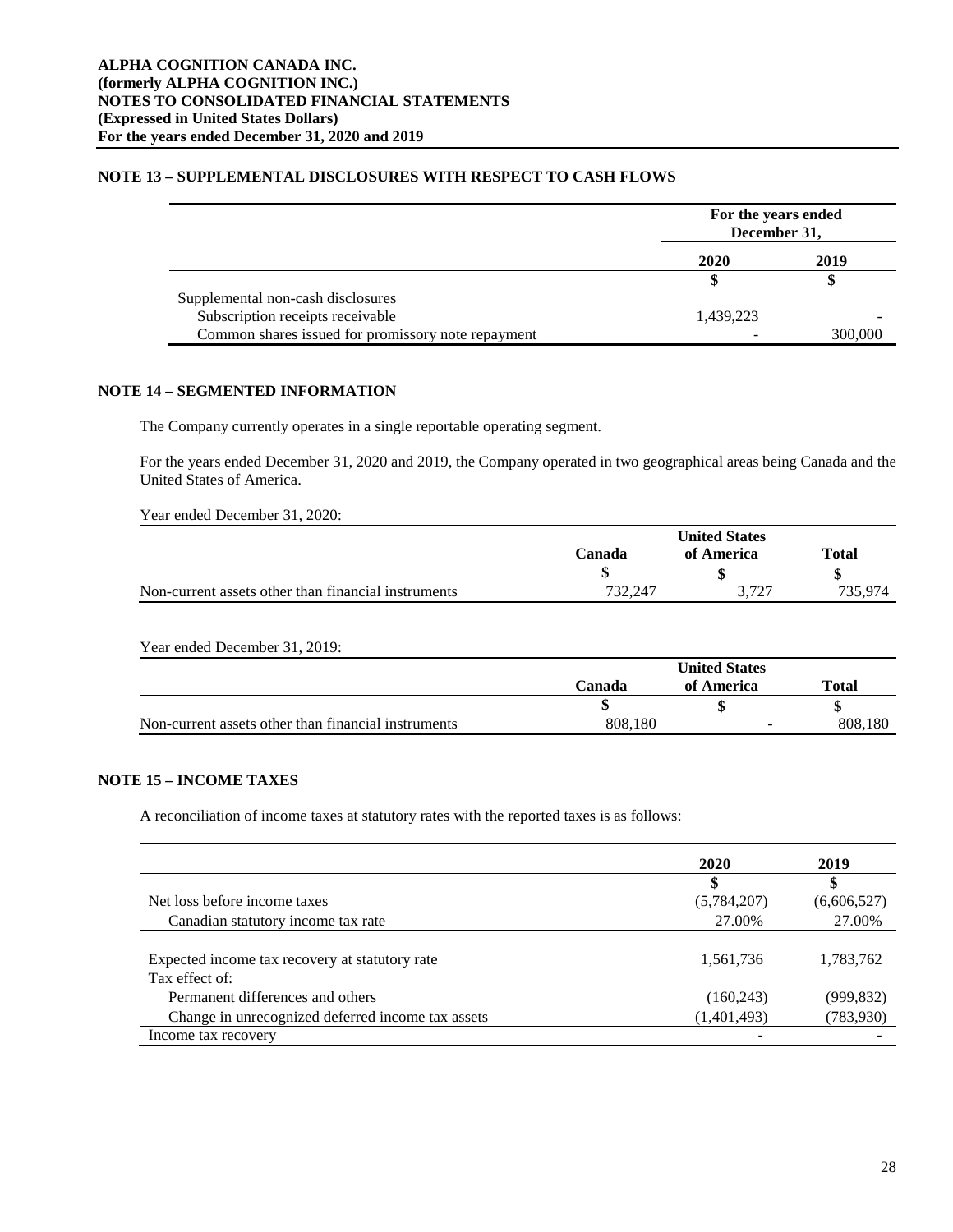## NOTE 13 – SUPPLEMENTAL DISCLOSURES WITH RESPECT TO CASH FLOWS

| | For the years ended December 31, | |
|---|---|---|
| | 2020 | 2019 |
| | $ | $ |
| Supplemental non-cash disclosures | | |
| Subscription receipts receivable | 1,439,223 | - |
| Common shares issued for promissory note repayment | - | 300,000 |

## NOTE 14 – SEGMENTED INFORMATION

The Company currently operates in a single reportable operating segment.

For the years ended December 31, 2020 and 2019, the Company operated in two geographical areas being Canada and the United States of America.

Year ended December 31, 2020:

| | Canada | United States of America | Total |
|---|---|---|---|
| | $ | $ | $ |
| Non-current assets other than financial instruments | 732,247 | 3,727 | 735,974 |

Year ended December 31, 2019:

| | Canada | United States of America | Total |
|---|---|---|---|
| | $ | $ | $ |
| Non-current assets other than financial instruments | 808,180 | - | 808,180 |

## NOTE 15 – INCOME TAXES

A reconciliation of income taxes at statutory rates with the reported taxes is as follows:

| | 2020 | 2019 |
|---|---|---|
| | $ | $ |
| Net loss before income taxes | (5,784,207) | (6,606,527) |
| Canadian statutory income tax rate | 27.00% | 27.00% |
| Expected income tax recovery at statutory rate | 1,561,736 | 1,783,762 |
| Tax effect of: | | |
| Permanent differences and others | (160,243) | (999,832) |
| Change in unrecognized deferred income tax assets | (1,401,493) | (783,930) |
| Income tax recovery | - | - |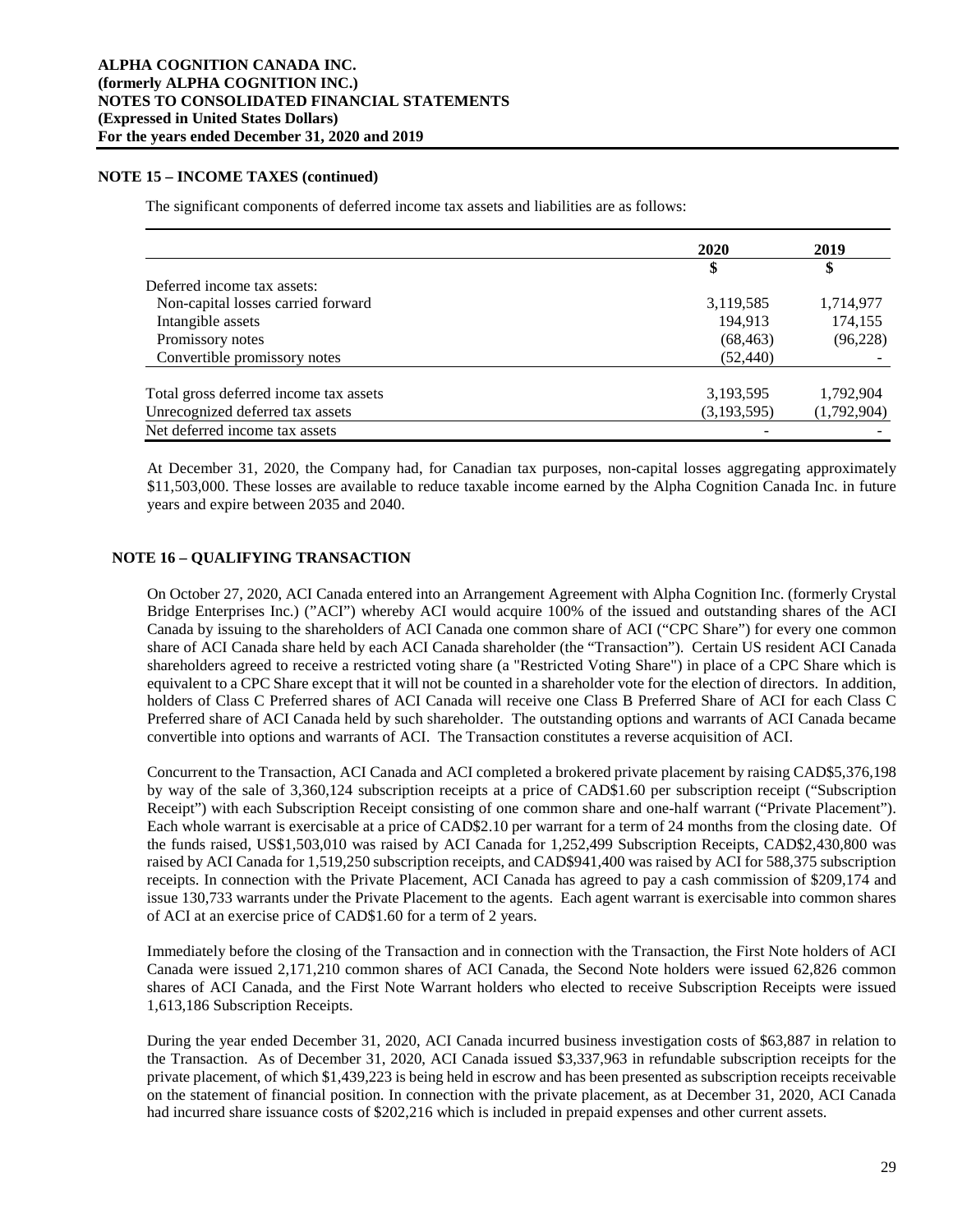### NOTE 15 – INCOME TAXES (continued)

The significant components of deferred income tax assets and liabilities are as follows:

| | 2020 | 2019 |
|---|---|---|
| | $ | $ |
| Deferred income tax assets: | | |
| Non-capital losses carried forward | 3,119,585 | 1,714,977 |
| Intangible assets | 194,913 | 174,155 |
| Promissory notes | (68,463) | (96,228) |
| Convertible promissory notes | (52,440) | - |
| Total gross deferred income tax assets | 3,193,595 | 1,792,904 |
| Unrecognized deferred tax assets | (3,193,595) | (1,792,904) |
| Net deferred income tax assets | - | - |

At December 31, 2020, the Company had, for Canadian tax purposes, non-capital losses aggregating approximately $11,503,000. These losses are available to reduce taxable income earned by the Alpha Cognition Canada Inc. in future years and expire between 2035 and 2040.

### NOTE 16 – QUALIFYING TRANSACTION

On October 27, 2020, ACI Canada entered into an Arrangement Agreement with Alpha Cognition Inc. (formerly Crystal Bridge Enterprises Inc.) ("ACI") whereby ACI would acquire 100% of the issued and outstanding shares of the ACI Canada by issuing to the shareholders of ACI Canada one common share of ACI ("CPC Share") for every one common share of ACI Canada share held by each ACI Canada shareholder (the "Transaction"). Certain US resident ACI Canada shareholders agreed to receive a restricted voting share (a "Restricted Voting Share") in place of a CPC Share which is equivalent to a CPC Share except that it will not be counted in a shareholder vote for the election of directors. In addition, holders of Class C Preferred shares of ACI Canada will receive one Class B Preferred Share of ACI for each Class C Preferred share of ACI Canada held by such shareholder. The outstanding options and warrants of ACI Canada became convertible into options and warrants of ACI. The Transaction constitutes a reverse acquisition of ACI.

Concurrent to the Transaction, ACI Canada and ACI completed a brokered private placement by raising CAD$5,376,198 by way of the sale of 3,360,124 subscription receipts at a price of CAD$1.60 per subscription receipt ("Subscription Receipt") with each Subscription Receipt consisting of one common share and one-half warrant ("Private Placement"). Each whole warrant is exercisable at a price of CAD$2.10 per warrant for a term of 24 months from the closing date. Of the funds raised, US$1,503,010 was raised by ACI Canada for 1,252,499 Subscription Receipts, CAD$2,430,800 was raised by ACI Canada for 1,519,250 subscription receipts, and CAD$941,400 was raised by ACI for 588,375 subscription receipts. In connection with the Private Placement, ACI Canada has agreed to pay a cash commission of $209,174 and issue 130,733 warrants under the Private Placement to the agents. Each agent warrant is exercisable into common shares of ACI at an exercise price of CAD$1.60 for a term of 2 years.

Immediately before the closing of the Transaction and in connection with the Transaction, the First Note holders of ACI Canada were issued 2,171,210 common shares of ACI Canada, the Second Note holders were issued 62,826 common shares of ACI Canada, and the First Note Warrant holders who elected to receive Subscription Receipts were issued 1,613,186 Subscription Receipts.

During the year ended December 31, 2020, ACI Canada incurred business investigation costs of $63,887 in relation to the Transaction. As of December 31, 2020, ACI Canada issued $3,337,963 in refundable subscription receipts for the private placement, of which $1,439,223 is being held in escrow and has been presented as subscription receipts receivable on the statement of financial position. In connection with the private placement, as at December 31, 2020, ACI Canada had incurred share issuance costs of $202,216 which is included in prepaid expenses and other current assets.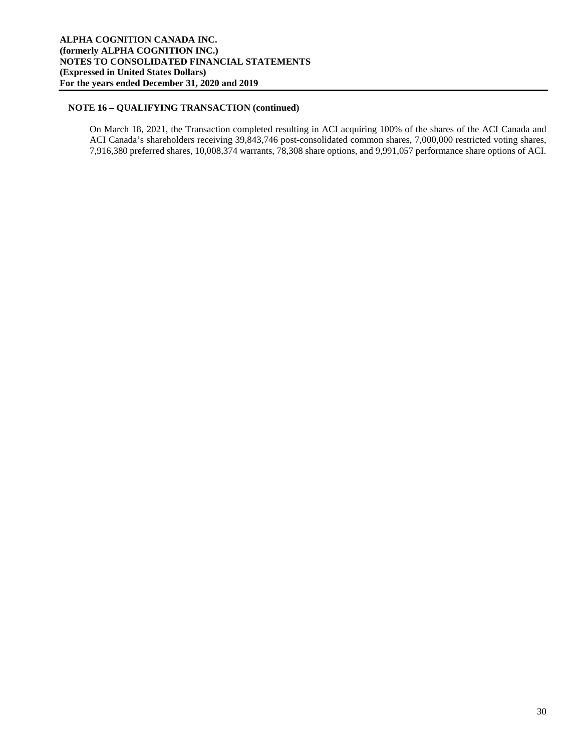## NOTE 16 – QUALIFYING TRANSACTION (continued)

On March 18, 2021, the Transaction completed resulting in ACI acquiring 100% of the shares of the ACI Canada and ACI Canada's shareholders receiving 39,843,746 post-consolidated common shares, 7,000,000 restricted voting shares, 7,916,380 preferred shares, 10,008,374 warrants, 78,308 share options, and 9,991,057 performance share options of ACI.